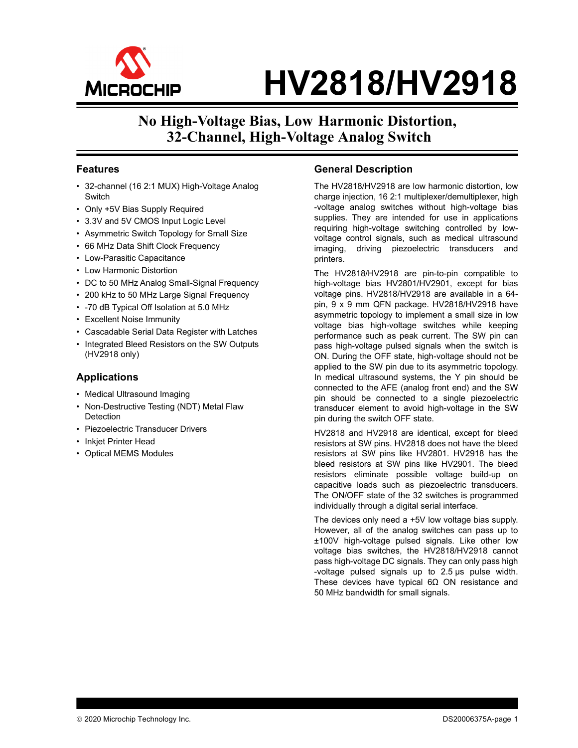# HV2818/HV2918

## No High-Voltage Bias, Low Harmonic Distortion, 32-Channel, High-Voltage Analog Switch

### Features

- 32-channel (16 2:1 MUX) High-Voltage Analog Switch
- Only +5V Bias Supply Required
- 3.3V and 5V CMOS Input Logic Level
- Asymmetric Switch Topology for Small Size
- 66 MHz Data Shift Clock Frequency
- Low-Parasitic Capacitance
- Low Harmonic Distortion
- DC to 50 MHz Analog Small-Signal Frequency
- 200 kHz to 50 MHz Large Signal Frequency
- -70 dB Typical Off Isolation at 5.0 MHz
- Excellent Noise Immunity
- Cascadable Serial Data Register with Latches
- Integrated Bleed Resistors on the SW Outputs (HV2918 only)

### Applications

- Medical Ultrasound Imaging
- Non-Destructive Testing (NDT) Metal Flaw Detection
- Piezoelectric Transducer Drivers
- Inkjet Printer Head
- Optical MEMS Modules

### General Description

The HV2818/HV2918 are low harmonic distortion, low charge injection, 16 2:1 multiplexer/demultiplexer, high -voltage analog switches without high-voltage bias supplies. They are intended for use in applications requiring high-voltage switching controlled by low-voltage control signals, such as medical ultrasound imaging, driving piezoelectric transducers and printers.

The HV2818/HV2918 are pin-to-pin compatible to high-voltage bias HV2801/HV2901, except for bias voltage pins. HV2818/HV2918 are available in a 64-pin, 9 x 9 mm QFN package. HV2818/HV2918 have asymmetric topology to implement a small size in low voltage bias high-voltage switches while keeping performance such as peak current. The SW pin can pass high-voltage pulsed signals when the switch is ON. During the OFF state, high-voltage should not be applied to the SW pin due to its asymmetric topology. In medical ultrasound systems, the Y pin should be connected to the AFE (analog front end) and the SW pin should be connected to a single piezoelectric transducer element to avoid high-voltage in the SW pin during the switch OFF state.

HV2818 and HV2918 are identical, except for bleed resistors at SW pins. HV2818 does not have the bleed resistors at SW pins like HV2801. HV2918 has the bleed resistors at SW pins like HV2901. The bleed resistors eliminate possible voltage build-up on capacitive loads such as piezoelectric transducers. The ON/OFF state of the 32 switches is programmed individually through a digital serial interface.

The devices only need a +5V low voltage bias supply. However, all of the analog switches can pass up to ±100V high-voltage pulsed signals. Like other low voltage bias switches, the HV2818/HV2918 cannot pass high-voltage DC signals. They can only pass high -voltage pulsed signals up to 2.5 µs pulse width. These devices have typical 6Ω ON resistance and 50 MHz bandwidth for small signals.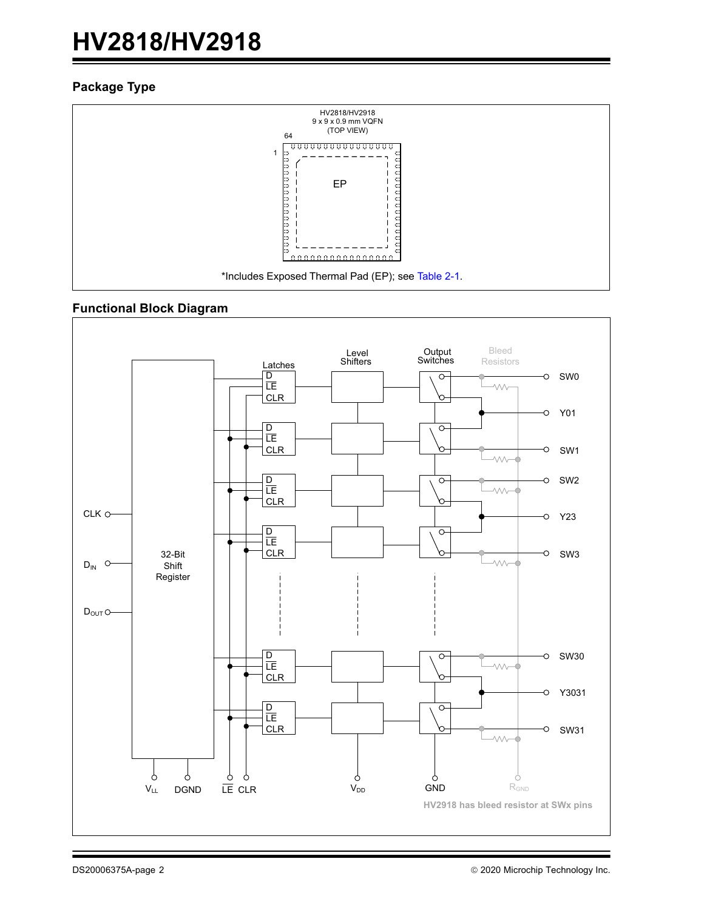## Package Type

HV2818/HV2918
9 x 9 x 0.9 mm VQFN
(TOP VIEW)

64

1

EP

*Includes Exposed Thermal Pad (EP); see Table 2-1.

## Functional Block Diagram

Latches

Level Shifters

Output Switches

Bleed Resistors

D
$\overline{LE}$
CLR

SW0

Y01

SW1

SW2

Y23

SW3

SW30

Y3031

SW31

CLK

$D_{IN}$

$D_{OUT}$

32-Bit Shift Register

$V_{LL}$ DGND $\overline{LE}$ CLR $V_{DD}$ GND $R_{GND}$

HV2918 has bleed resistor at SWx pins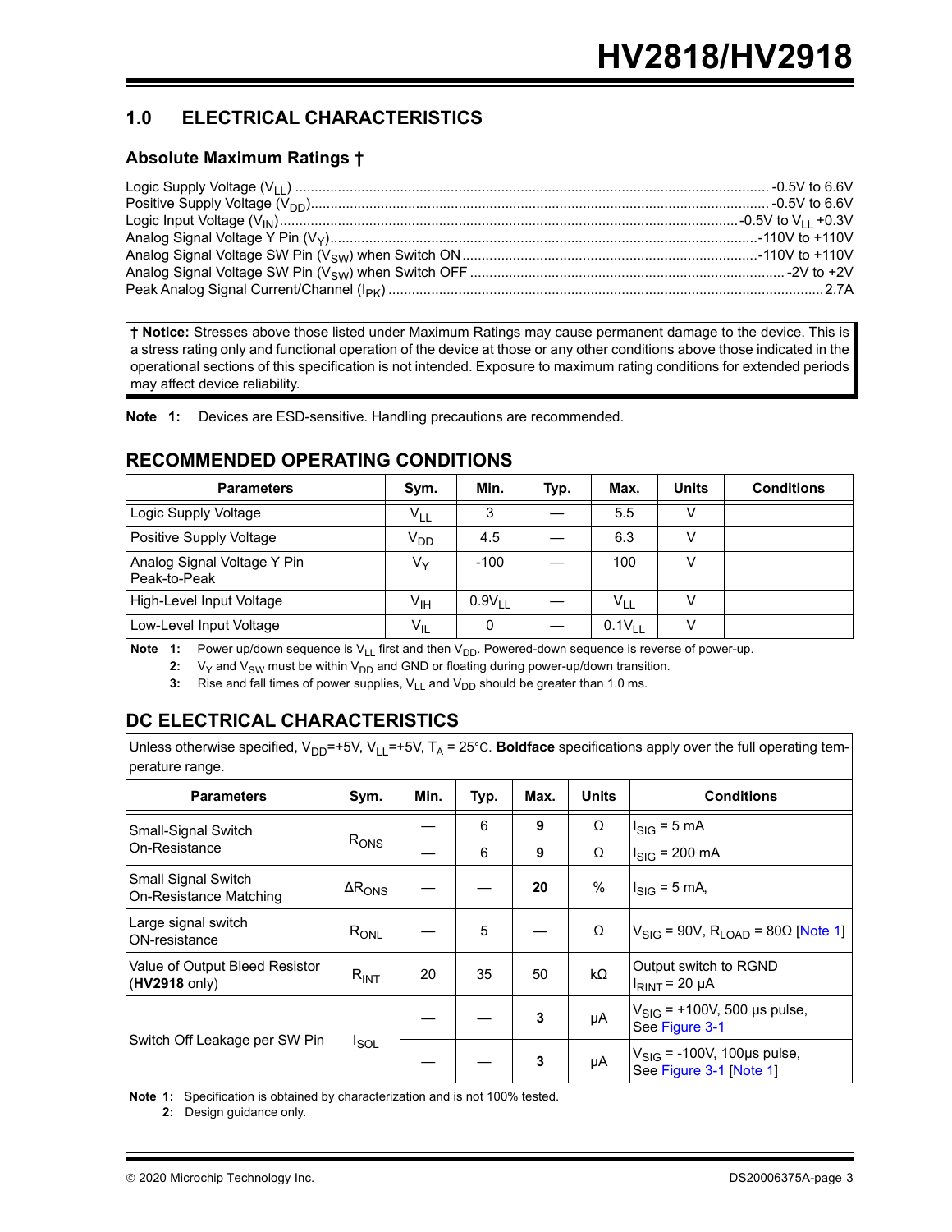## 1.0 ELECTRICAL CHARACTERISTICS

### Absolute Maximum Ratings †

Logic Supply Voltage ($V_{LL}$) ............ -0.5V to 6.6V
Positive Supply Voltage ($V_{DD}$) ............ -0.5V to 6.6V
Logic Input Voltage ($V_{IN}$) ............ -0.5V to $V_{LL}$ +0.3V
Analog Signal Voltage Y Pin ($V_Y$) ............ -110V to +110V
Analog Signal Voltage SW Pin ($V_{SW}$) when Switch ON ............ -110V to +110V
Analog Signal Voltage SW Pin ($V_{SW}$) when Switch OFF ............ -2V to +2V
Peak Analog Signal Current/Channel ($I_{PK}$) ............ 2.7A

**† Notice:** Stresses above those listed under Maximum Ratings may cause permanent damage to the device. This is a stress rating only and functional operation of the device at those or any other conditions above those indicated in the operational sections of this specification is not intended. Exposure to maximum rating conditions for extended periods may affect device reliability.

**Note 1:** Devices are ESD-sensitive. Handling precautions are recommended.

## RECOMMENDED OPERATING CONDITIONS

| Parameters | Sym. | Min. | Typ. | Max. | Units | Conditions |
|---|---|---|---|---|---|---|
| Logic Supply Voltage | $V_{LL}$ | 3 | — | 5.5 | V | |
| Positive Supply Voltage | $V_{DD}$ | 4.5 | — | 6.3 | V | |
| Analog Signal Voltage Y Pin Peak-to-Peak | $V_Y$ | -100 | — | 100 | V | |
| High-Level Input Voltage | $V_{IH}$ | $0.9V_{LL}$ | — | $V_{LL}$ | V | |
| Low-Level Input Voltage | $V_{IL}$ | 0 | — | $0.1V_{LL}$ | V | |

**Note 1:** Power up/down sequence is $V_{LL}$ first and then $V_{DD}$. Powered-down sequence is reverse of power-up.
**2:** $V_Y$ and $V_{SW}$ must be within $V_{DD}$ and GND or floating during power-up/down transition.
**3:** Rise and fall times of power supplies, $V_{LL}$ and $V_{DD}$ should be greater than 1.0 ms.

## DC ELECTRICAL CHARACTERISTICS

Unless otherwise specified, $V_{DD}$=+5V, $V_{LL}$=+5V, $T_A$ = 25°C. **Boldface** specifications apply over the full operating temperature range.

| Parameters | Sym. | Min. | Typ. | Max. | Units | Conditions |
|---|---|---|---|---|---|---|
| Small-Signal Switch On-Resistance | $R_{ONS}$ | — | 6 | **9** | Ω | $I_{SIG}$ = 5 mA |
| | | — | 6 | **9** | Ω | $I_{SIG}$ = 200 mA |
| Small Signal Switch On-Resistance Matching | $ΔR_{ONS}$ | — | — | **20** | % | $I_{SIG}$ = 5 mA, |
| Large signal switch ON-resistance | $R_{ONL}$ | — | 5 | — | Ω | $V_{SIG}$ = 90V, $R_{LOAD}$ = 80Ω [Note 1] |
| Value of Output Bleed Resistor (**HV2918** only) | $R_{INT}$ | 20 | 35 | 50 | kΩ | Output switch to RGND $I_{RINT}$ = 20 µA |
| Switch Off Leakage per SW Pin | $I_{SOL}$ | — | — | **3** | µA | $V_{SIG}$ = +100V, 500 µs pulse, See Figure 3-1 |
| | | — | — | **3** | µA | $V_{SIG}$ = -100V, 100µs pulse, See Figure 3-1 [Note 1] |

**Note 1:** Specification is obtained by characterization and is not 100% tested.
**2:** Design guidance only.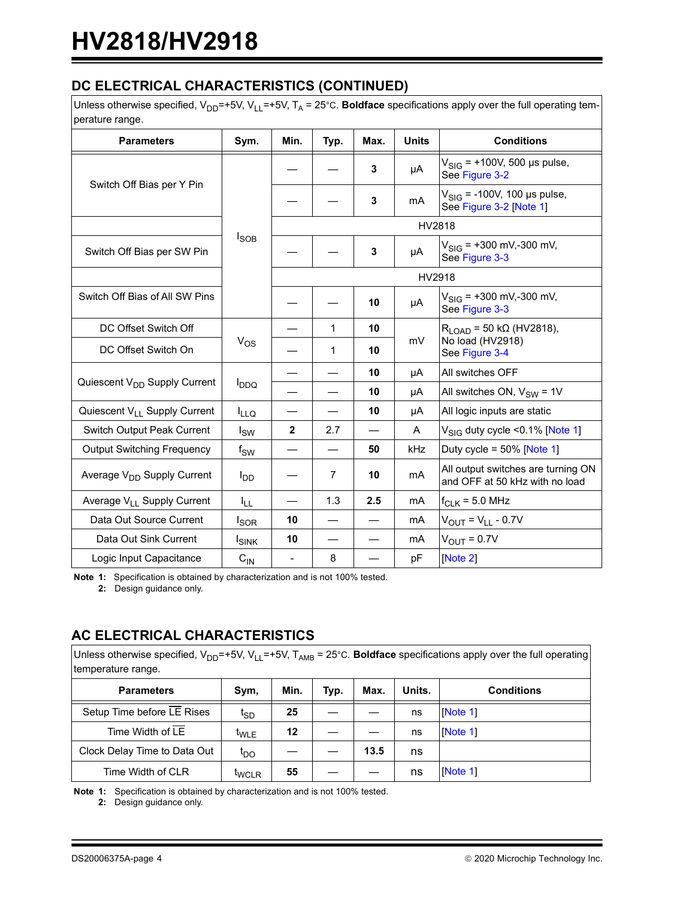## DC ELECTRICAL CHARACTERISTICS (CONTINUED)

| Unless otherwise specified, $V_{DD}$=+5V, $V_{LL}$=+5V, $T_A$ = 25°C. **Boldface** specifications apply over the full operating temperature range. | | | | | | |
|---|---|---|---|---|---|---|
| **Parameters** | **Sym.** | **Min.** | **Typ.** | **Max.** | **Units** | **Conditions** |
| Switch Off Bias per Y Pin | $I_{SOB}$ | — | — | **3** | µA | $V_{SIG}$ = +100V, 500 µs pulse, See Figure 3-2 |
| | | — | — | **3** | mA | $V_{SIG}$ = -100V, 100 µs pulse, See Figure 3-2 [Note 1] |
| | | HV2818 | | | | |
| Switch Off Bias per SW Pin | | — | — | **3** | µA | $V_{SIG}$ = +300 mV,-300 mV, See Figure 3-3 |
| | | HV2918 | | | | |
| Switch Off Bias of All SW Pins | | — | — | **10** | µA | $V_{SIG}$ = +300 mV,-300 mV, See Figure 3-3 |
| DC Offset Switch Off | $V_{OS}$ | — | 1 | **10** | mV | $R_{LOAD}$ = 50 kΩ (HV2818), No load (HV2918) See Figure 3-4 |
| DC Offset Switch On | | — | 1 | **10** | | |
| Quiescent $V_{DD}$ Supply Current | $I_{DDQ}$ | — | — | **10** | µA | All switches OFF |
| | | — | — | **10** | µA | All switches ON, $V_{SW}$ = 1V |
| Quiescent $V_{LL}$ Supply Current | $I_{LLQ}$ | — | — | **10** | µA | All logic inputs are static |
| Switch Output Peak Current | $I_{SW}$ | **2** | 2.7 | — | A | $V_{SIG}$ duty cycle <0.1% [Note 1] |
| Output Switching Frequency | $f_{SW}$ | — | — | **50** | kHz | Duty cycle = 50% [Note 1] |
| Average $V_{DD}$ Supply Current | $I_{DD}$ | — | 7 | **10** | mA | All output switches are turning ON and OFF at 50 kHz with no load |
| Average $V_{LL}$ Supply Current | $I_{LL}$ | — | 1.3 | **2.5** | mA | $f_{CLK}$ = 5.0 MHz |
| Data Out Source Current | $I_{SOR}$ | **10** | — | — | mA | $V_{OUT}$ = $V_{LL}$ - 0.7V |
| Data Out Sink Current | $I_{SINK}$ | **10** | — | — | mA | $V_{OUT}$ = 0.7V |
| Logic Input Capacitance | $C_{IN}$ | - | 8 | — | pF | [Note 2] |

**Note 1:** Specification is obtained by characterization and is not 100% tested.
**2:** Design guidance only.

## AC ELECTRICAL CHARACTERISTICS

| Unless otherwise specified, $V_{DD}$=+5V, $V_{LL}$=+5V, $T_{AMB}$ = 25°C. **Boldface** specifications apply over the full operating temperature range. | | | | | | |
|---|---|---|---|---|---|---|
| **Parameters** | **Sym,** | **Min.** | **Typ.** | **Max.** | **Units.** | **Conditions** |
| Setup Time before $\overline{LE}$ Rises | $t_{SD}$ | **25** | — | — | ns | [Note 1] |
| Time Width of $\overline{LE}$ | $t_{WLE}$ | **12** | — | — | ns | [Note 1] |
| Clock Delay Time to Data Out | $t_{DO}$ | — | — | **13.5** | ns | |
| Time Width of CLR | $t_{WCLR}$ | **55** | — | — | ns | [Note 1] |

**Note 1:** Specification is obtained by characterization and is not 100% tested.
**2:** Design guidance only.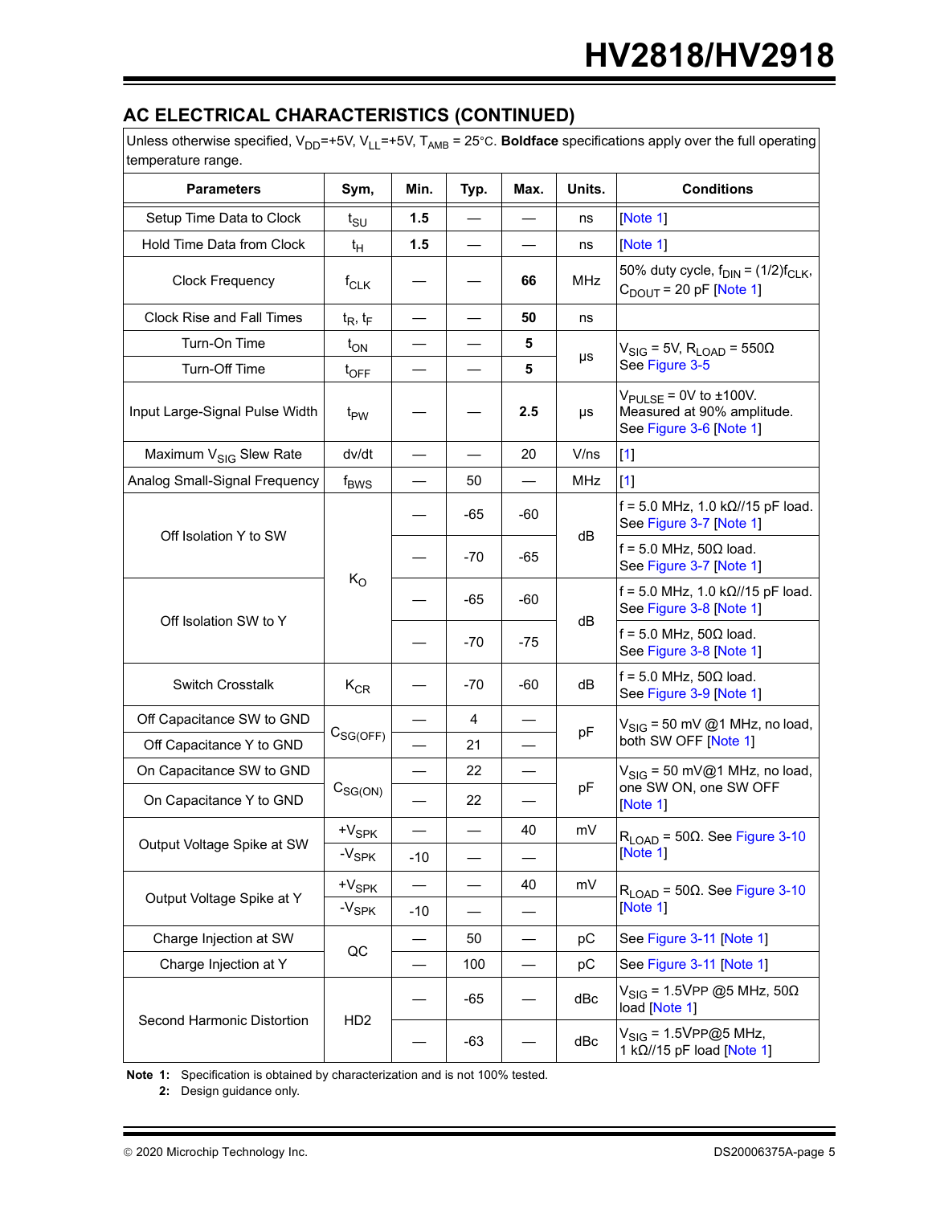## AC ELECTRICAL CHARACTERISTICS (CONTINUED)

| Unless otherwise specified, $V_{DD}$=+5V, $V_{LL}$=+5V, $T_{AMB}$ = 25°C. **Boldface** specifications apply over the full operating temperature range. | | | | | | |
|---|---|---|---|---|---|---|
| **Parameters** | **Sym,** | **Min.** | **Typ.** | **Max.** | **Units.** | **Conditions** |
| Setup Time Data to Clock | $t_{SU}$ | **1.5** | — | — | ns | [Note 1] |
| Hold Time Data from Clock | $t_H$ | **1.5** | — | — | ns | [Note 1] |
| Clock Frequency | $f_{CLK}$ | — | — | **66** | MHz | 50% duty cycle, $f_{DIN}$ = (1/2)$f_{CLK}$, $C_{DOUT}$ = 20 pF [Note 1] |
| Clock Rise and Fall Times | $t_R$, $t_F$ | — | — | **50** | ns | |
| Turn-On Time | $t_{ON}$ | — | — | **5** | μs | $V_{SIG}$ = 5V, $R_{LOAD}$ = 550Ω See Figure 3-5 |
| Turn-Off Time | $t_{OFF}$ | — | — | **5** | μs | $V_{SIG}$ = 5V, $R_{LOAD}$ = 550Ω See Figure 3-5 |
| Input Large-Signal Pulse Width | $t_{PW}$ | — | — | **2.5** | μs | $V_{PULSE}$ = 0V to ±100V. Measured at 90% amplitude. See Figure 3-6 [Note 1] |
| Maximum $V_{SIG}$ Slew Rate | dv/dt | — | — | 20 | V/ns | [1] |
| Analog Small-Signal Frequency | $f_{BWS}$ | — | 50 | — | MHz | [1] |
| Off Isolation Y to SW | $K_O$ | — | -65 | -60 | dB | f = 5.0 MHz, 1.0 kΩ//15 pF load. See Figure 3-7 [Note 1] |
| | | — | -70 | -65 | dB | f = 5.0 MHz, 50Ω load. See Figure 3-7 [Note 1] |
| Off Isolation SW to Y | $K_O$ | — | -65 | -60 | dB | f = 5.0 MHz, 1.0 kΩ//15 pF load. See Figure 3-8 [Note 1] |
| | | — | -70 | -75 | dB | f = 5.0 MHz, 50Ω load. See Figure 3-8 [Note 1] |
| Switch Crosstalk | $K_{CR}$ | — | -70 | -60 | dB | f = 5.0 MHz, 50Ω load. See Figure 3-9 [Note 1] |
| Off Capacitance SW to GND | $C_{SG(OFF)}$ | — | 4 | — | pF | $V_{SIG}$ = 50 mV @1 MHz, no load, both SW OFF [Note 1] |
| Off Capacitance Y to GND | $C_{SG(OFF)}$ | — | 21 | — | pF | $V_{SIG}$ = 50 mV @1 MHz, no load, both SW OFF [Note 1] |
| On Capacitance SW to GND | $C_{SG(ON)}$ | — | 22 | — | pF | $V_{SIG}$ = 50 mV@1 MHz, no load, one SW ON, one SW OFF [Note 1] |
| On Capacitance Y to GND | $C_{SG(ON)}$ | — | 22 | — | pF | $V_{SIG}$ = 50 mV@1 MHz, no load, one SW ON, one SW OFF [Note 1] |
| Output Voltage Spike at SW | $+V_{SPK}$ | — | — | 40 | mV | $R_{LOAD}$ = 50Ω. See Figure 3-10 [Note 1] |
| | $-V_{SPK}$ | -10 | — | — | | |
| Output Voltage Spike at Y | $+V_{SPK}$ | — | — | 40 | mV | $R_{LOAD}$ = 50Ω. See Figure 3-10 [Note 1] |
| | $-V_{SPK}$ | -10 | — | — | | |
| Charge Injection at SW | QC | — | 50 | — | pC | See Figure 3-11 [Note 1] |
| Charge Injection at Y | QC | — | 100 | — | pC | See Figure 3-11 [Note 1] |
| Second Harmonic Distortion | HD2 | — | -65 | — | dBc | $V_{SIG}$ = 1.5VPP @5 MHz, 50Ω load [Note 1] |
| | | — | -63 | — | dBc | $V_{SIG}$ = 1.5VPP@5 MHz, 1 kΩ//15 pF load [Note 1] |

**Note 1:** Specification is obtained by characterization and is not 100% tested.

**2:** Design guidance only.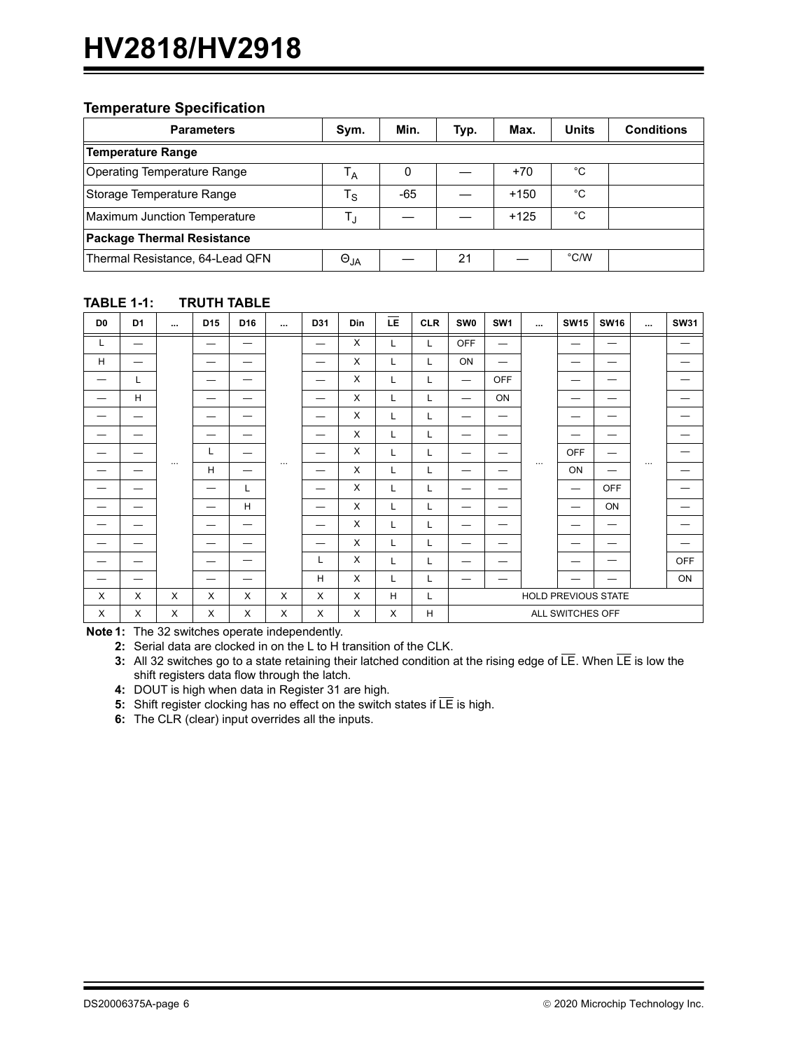### Temperature Specification

| Parameters | Sym. | Min. | Typ. | Max. | Units | Conditions |
|---|---|---|---|---|---|---|
| **Temperature Range** | | | | | | |
| Operating Temperature Range | $T_A$ | 0 | — | +70 | °C | |
| Storage Temperature Range | $T_S$ | -65 | — | +150 | °C | |
| Maximum Junction Temperature | $T_J$ | — | — | +125 | °C | |
| **Package Thermal Resistance** | | | | | | |
| Thermal Resistance, 64-Lead QFN | $\Theta_{JA}$ | — | 21 | — | °C/W | |

**TABLE 1-1: TRUTH TABLE**

| D0 | D1 | ... | D15 | D16 | ... | D31 | Din | $\overline{LE}$ | CLR | SW0 | SW1 | ... | SW15 | SW16 | ... | SW31 |
|---|---|---|---|---|---|---|---|---|---|---|---|---|---|---|---|---|
| L | — | ... | — | — | ... | — | X | L | L | OFF | — | ... | — | — | ... | — |
| H | — | | — | — | | — | X | L | L | ON | — | | — | — | | — |
| — | L | | — | — | | — | X | L | L | — | OFF | | — | — | | — |
| — | H | | — | — | | — | X | L | L | — | ON | | — | — | | — |
| — | — | | — | — | | — | X | L | L | — | — | | — | — | | — |
| — | — | | — | — | | — | X | L | L | — | — | | — | — | | — |
| — | — | | L | — | | — | X | L | L | — | — | | OFF | — | | — |
| — | — | | H | — | | — | X | L | L | — | — | | ON | — | | — |
| — | — | | — | L | | — | X | L | L | — | — | | — | OFF | | — |
| — | — | | — | H | | — | X | L | L | — | — | | — | ON | | — |
| — | — | | — | — | | — | X | L | L | — | — | | — | — | | — |
| — | — | | — | — | | — | X | L | L | — | — | | — | — | | — |
| — | — | | — | — | | L | X | L | L | — | — | | — | — | | OFF |
| — | — | | — | — | | H | X | L | L | — | — | | — | — | | ON |
| X | X | X | X | X | X | X | X | H | L | HOLD PREVIOUS STATE | | | | | | |
| X | X | X | X | X | X | X | X | X | H | ALL SWITCHES OFF | | | | | | |

**Note 1:** The 32 switches operate independently.

**2:** Serial data are clocked in on the L to H transition of the CLK.

**3:** All 32 switches go to a state retaining their latched condition at the rising edge of $\overline{LE}$. When $\overline{LE}$ is low the shift registers data flow through the latch.

**4:** DOUT is high when data in Register 31 are high.

**5:** Shift register clocking has no effect on the switch states if $\overline{LE}$ is high.

**6:** The CLR (clear) input overrides all the inputs.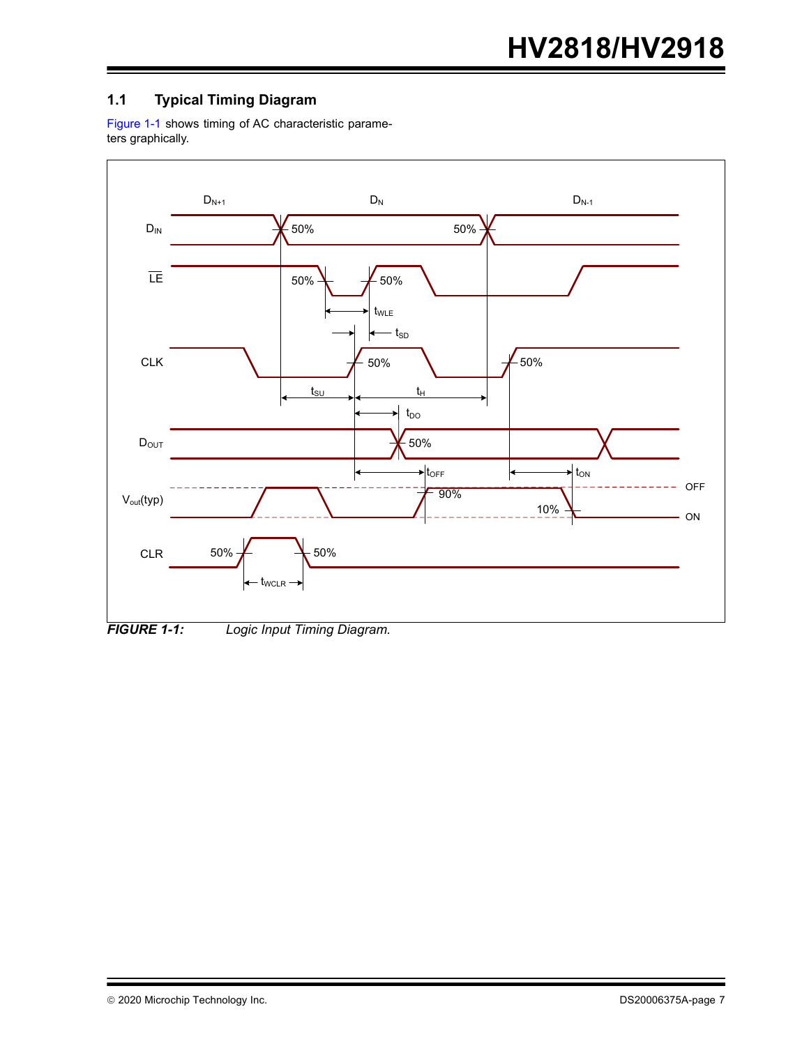## 1.1 Typical Timing Diagram

Figure 1-1 shows timing of AC characteristic parameters graphically.

***FIGURE 1-1:*** *Logic Input Timing Diagram.*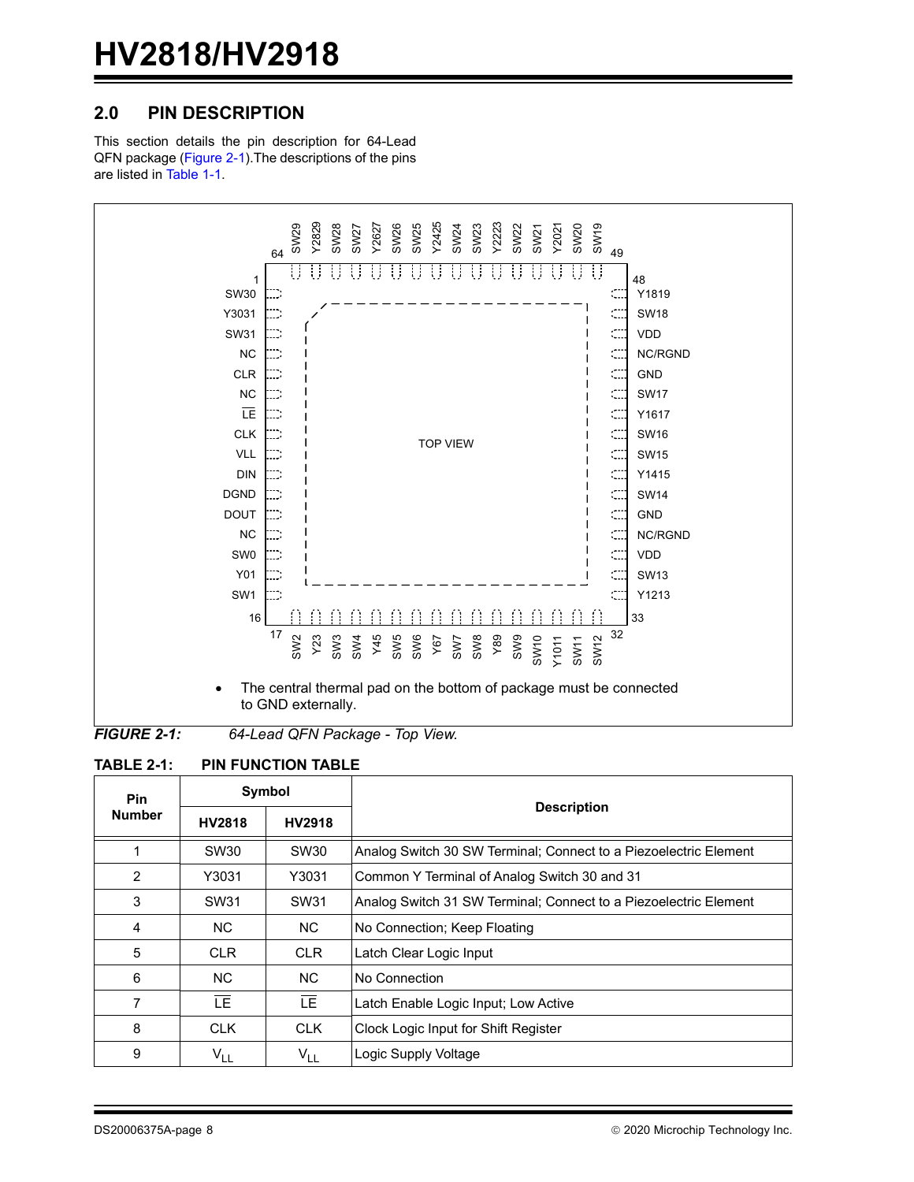## 2.0 PIN DESCRIPTION

This section details the pin description for 64-Lead QFN package (Figure 2-1).The descriptions of the pins are listed in Table 1-1.

- The central thermal pad on the bottom of package must be connected to GND externally.

*FIGURE 2-1: 64-Lead QFN Package - Top View.*

**TABLE 2-1: PIN FUNCTION TABLE**

| Pin Number | Symbol | | Description |
|---|---|---|---|
| | HV2818 | HV2918 | |
| 1 | SW30 | SW30 | Analog Switch 30 SW Terminal; Connect to a Piezoelectric Element |
| 2 | Y3031 | Y3031 | Common Y Terminal of Analog Switch 30 and 31 |
| 3 | SW31 | SW31 | Analog Switch 31 SW Terminal; Connect to a Piezoelectric Element |
| 4 | NC | NC | No Connection; Keep Floating |
| 5 | CLR | CLR | Latch Clear Logic Input |
| 6 | NC | NC | No Connection |
| 7 | $\overline{LE}$ | $\overline{LE}$ | Latch Enable Logic Input; Low Active |
| 8 | CLK | CLK | Clock Logic Input for Shift Register |
| 9 | $V_{LL}$ | $V_{LL}$ | Logic Supply Voltage |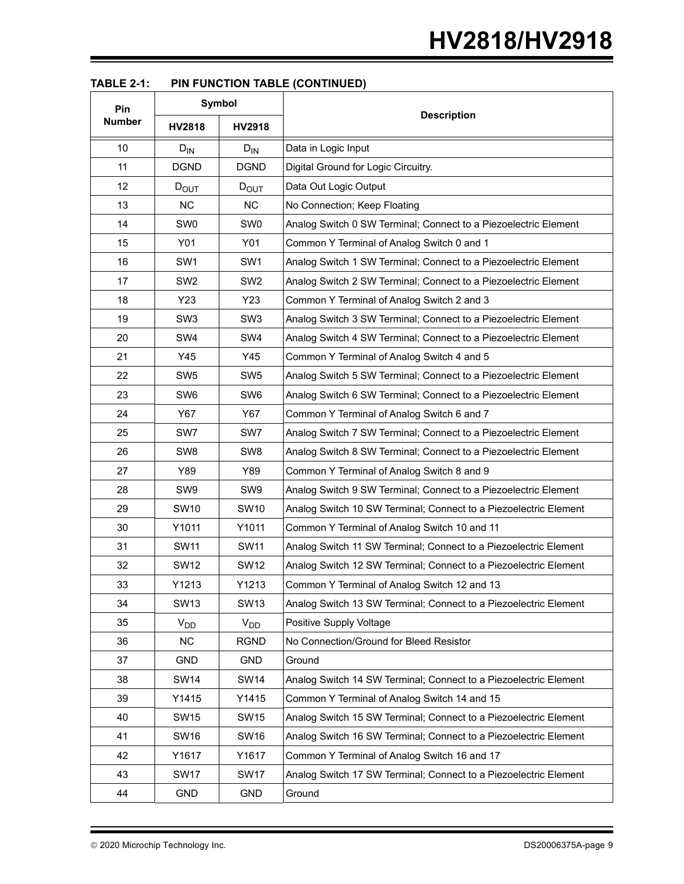**TABLE 2-1: PIN FUNCTION TABLE (CONTINUED)**

| Pin Number | Symbol | | Description |
|---|---|---|---|
| | HV2818 | HV2918 | |
| 10 | $D_{IN}$ | $D_{IN}$ | Data in Logic Input |
| 11 | DGND | DGND | Digital Ground for Logic Circuitry. |
| 12 | $D_{OUT}$ | $D_{OUT}$ | Data Out Logic Output |
| 13 | NC | NC | No Connection; Keep Floating |
| 14 | SW0 | SW0 | Analog Switch 0 SW Terminal; Connect to a Piezoelectric Element |
| 15 | Y01 | Y01 | Common Y Terminal of Analog Switch 0 and 1 |
| 16 | SW1 | SW1 | Analog Switch 1 SW Terminal; Connect to a Piezoelectric Element |
| 17 | SW2 | SW2 | Analog Switch 2 SW Terminal; Connect to a Piezoelectric Element |
| 18 | Y23 | Y23 | Common Y Terminal of Analog Switch 2 and 3 |
| 19 | SW3 | SW3 | Analog Switch 3 SW Terminal; Connect to a Piezoelectric Element |
| 20 | SW4 | SW4 | Analog Switch 4 SW Terminal; Connect to a Piezoelectric Element |
| 21 | Y45 | Y45 | Common Y Terminal of Analog Switch 4 and 5 |
| 22 | SW5 | SW5 | Analog Switch 5 SW Terminal; Connect to a Piezoelectric Element |
| 23 | SW6 | SW6 | Analog Switch 6 SW Terminal; Connect to a Piezoelectric Element |
| 24 | Y67 | Y67 | Common Y Terminal of Analog Switch 6 and 7 |
| 25 | SW7 | SW7 | Analog Switch 7 SW Terminal; Connect to a Piezoelectric Element |
| 26 | SW8 | SW8 | Analog Switch 8 SW Terminal; Connect to a Piezoelectric Element |
| 27 | Y89 | Y89 | Common Y Terminal of Analog Switch 8 and 9 |
| 28 | SW9 | SW9 | Analog Switch 9 SW Terminal; Connect to a Piezoelectric Element |
| 29 | SW10 | SW10 | Analog Switch 10 SW Terminal; Connect to a Piezoelectric Element |
| 30 | Y1011 | Y1011 | Common Y Terminal of Analog Switch 10 and 11 |
| 31 | SW11 | SW11 | Analog Switch 11 SW Terminal; Connect to a Piezoelectric Element |
| 32 | SW12 | SW12 | Analog Switch 12 SW Terminal; Connect to a Piezoelectric Element |
| 33 | Y1213 | Y1213 | Common Y Terminal of Analog Switch 12 and 13 |
| 34 | SW13 | SW13 | Analog Switch 13 SW Terminal; Connect to a Piezoelectric Element |
| 35 | $V_{DD}$ | $V_{DD}$ | Positive Supply Voltage |
| 36 | NC | RGND | No Connection/Ground for Bleed Resistor |
| 37 | GND | GND | Ground |
| 38 | SW14 | SW14 | Analog Switch 14 SW Terminal; Connect to a Piezoelectric Element |
| 39 | Y1415 | Y1415 | Common Y Terminal of Analog Switch 14 and 15 |
| 40 | SW15 | SW15 | Analog Switch 15 SW Terminal; Connect to a Piezoelectric Element |
| 41 | SW16 | SW16 | Analog Switch 16 SW Terminal; Connect to a Piezoelectric Element |
| 42 | Y1617 | Y1617 | Common Y Terminal of Analog Switch 16 and 17 |
| 43 | SW17 | SW17 | Analog Switch 17 SW Terminal; Connect to a Piezoelectric Element |
| 44 | GND | GND | Ground |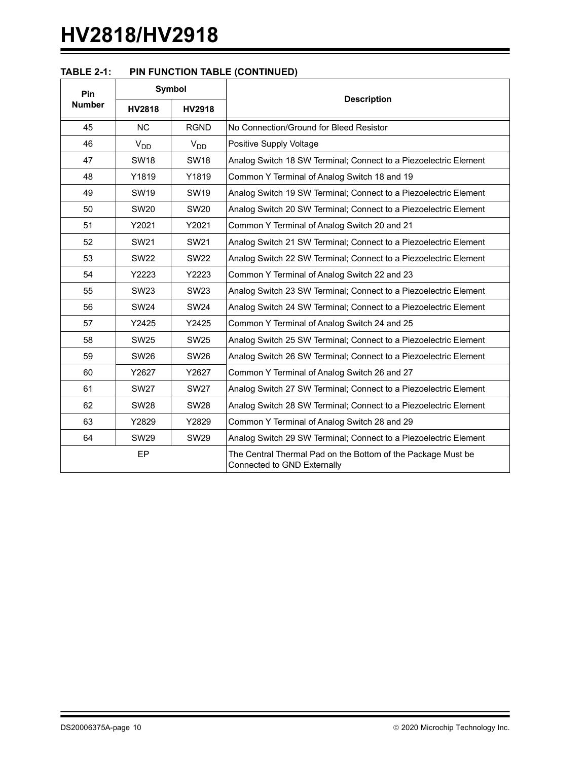**TABLE 2-1: PIN FUNCTION TABLE (CONTINUED)**

| Pin Number | Symbol | | Description |
|---|---|---|---|
| | HV2818 | HV2918 | |
| 45 | NC | RGND | No Connection/Ground for Bleed Resistor |
| 46 | $V_{DD}$ | $V_{DD}$ | Positive Supply Voltage |
| 47 | SW18 | SW18 | Analog Switch 18 SW Terminal; Connect to a Piezoelectric Element |
| 48 | Y1819 | Y1819 | Common Y Terminal of Analog Switch 18 and 19 |
| 49 | SW19 | SW19 | Analog Switch 19 SW Terminal; Connect to a Piezoelectric Element |
| 50 | SW20 | SW20 | Analog Switch 20 SW Terminal; Connect to a Piezoelectric Element |
| 51 | Y2021 | Y2021 | Common Y Terminal of Analog Switch 20 and 21 |
| 52 | SW21 | SW21 | Analog Switch 21 SW Terminal; Connect to a Piezoelectric Element |
| 53 | SW22 | SW22 | Analog Switch 22 SW Terminal; Connect to a Piezoelectric Element |
| 54 | Y2223 | Y2223 | Common Y Terminal of Analog Switch 22 and 23 |
| 55 | SW23 | SW23 | Analog Switch 23 SW Terminal; Connect to a Piezoelectric Element |
| 56 | SW24 | SW24 | Analog Switch 24 SW Terminal; Connect to a Piezoelectric Element |
| 57 | Y2425 | Y2425 | Common Y Terminal of Analog Switch 24 and 25 |
| 58 | SW25 | SW25 | Analog Switch 25 SW Terminal; Connect to a Piezoelectric Element |
| 59 | SW26 | SW26 | Analog Switch 26 SW Terminal; Connect to a Piezoelectric Element |
| 60 | Y2627 | Y2627 | Common Y Terminal of Analog Switch 26 and 27 |
| 61 | SW27 | SW27 | Analog Switch 27 SW Terminal; Connect to a Piezoelectric Element |
| 62 | SW28 | SW28 | Analog Switch 28 SW Terminal; Connect to a Piezoelectric Element |
| 63 | Y2829 | Y2829 | Common Y Terminal of Analog Switch 28 and 29 |
| 64 | SW29 | SW29 | Analog Switch 29 SW Terminal; Connect to a Piezoelectric Element |
| EP | | | The Central Thermal Pad on the Bottom of the Package Must be Connected to GND Externally |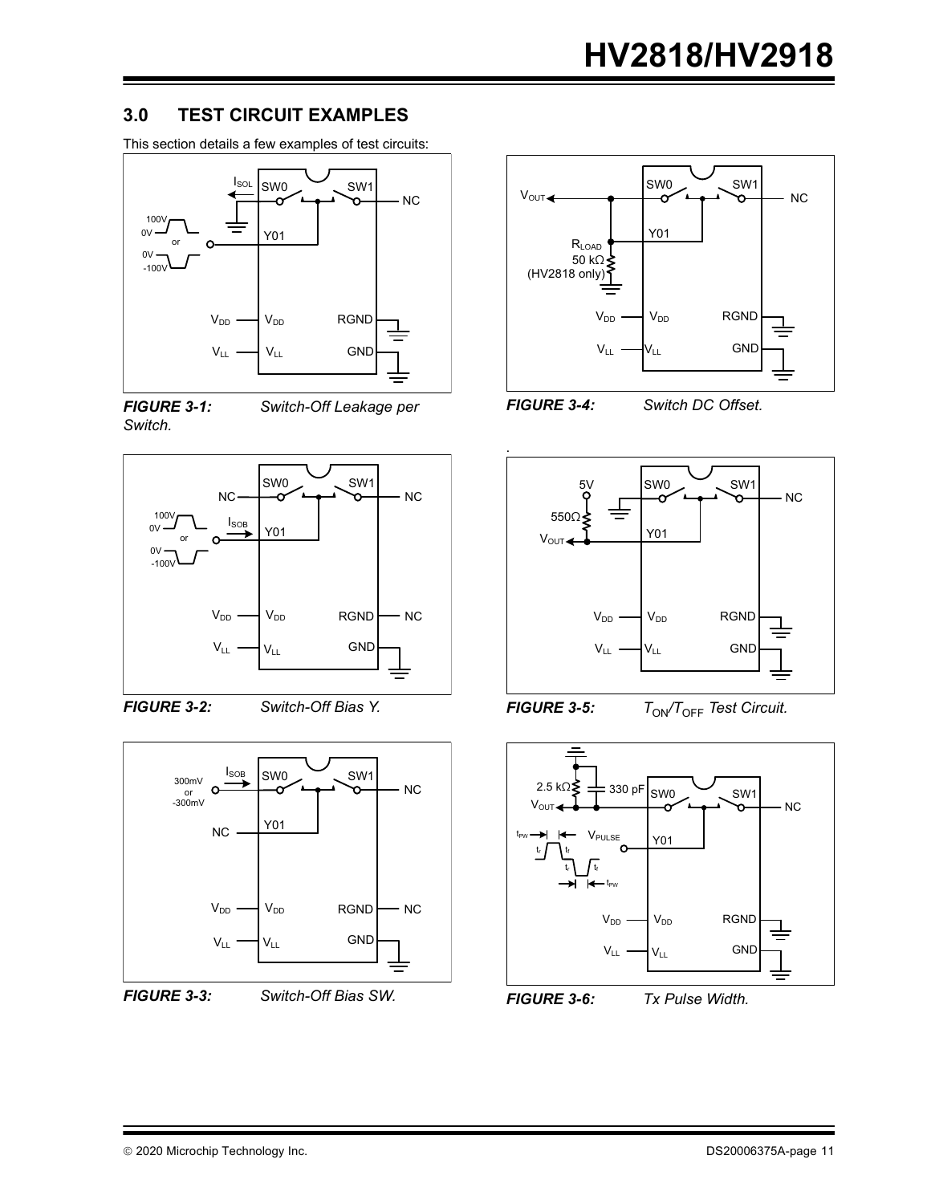## 3.0 TEST CIRCUIT EXAMPLES

This section details a few examples of test circuits:

***FIGURE 3-1:*** *Switch-Off Leakage per Switch.*

***FIGURE 3-2:*** *Switch-Off Bias Y.*

***FIGURE 3-3:*** *Switch-Off Bias SW.*

***FIGURE 3-4:*** *Switch DC Offset.*

***FIGURE 3-5:*** *$T_{ON}/T_{OFF}$ Test Circuit.*

***FIGURE 3-6:*** *Tx Pulse Width.*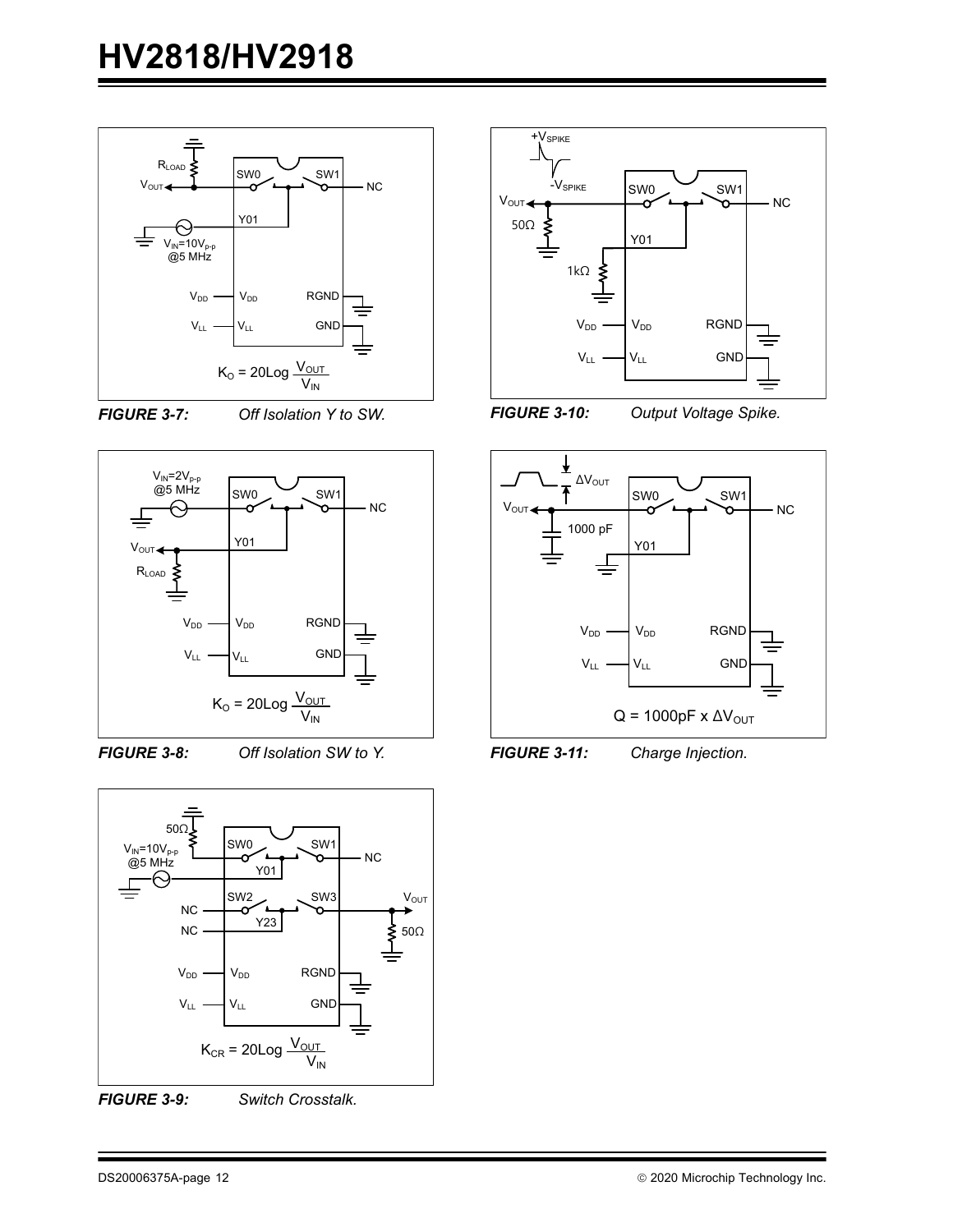$K_O = 20 \text{Log} \frac{V_{OUT}}{V_{IN}}$

**FIGURE 3-7:** *Off Isolation Y to SW.*

$K_O = 20 \text{Log} \frac{V_{OUT}}{V_{IN}}$

**FIGURE 3-8:** *Off Isolation SW to Y.*

$K_{CR} = 20 \text{Log} \frac{V_{OUT}}{V_{IN}}$

**FIGURE 3-9:** *Switch Crosstalk.*

**FIGURE 3-10:** *Output Voltage Spike.*

$Q = 1000\text{pF} \times \Delta V_{OUT}$

**FIGURE 3-11:** *Charge Injection.*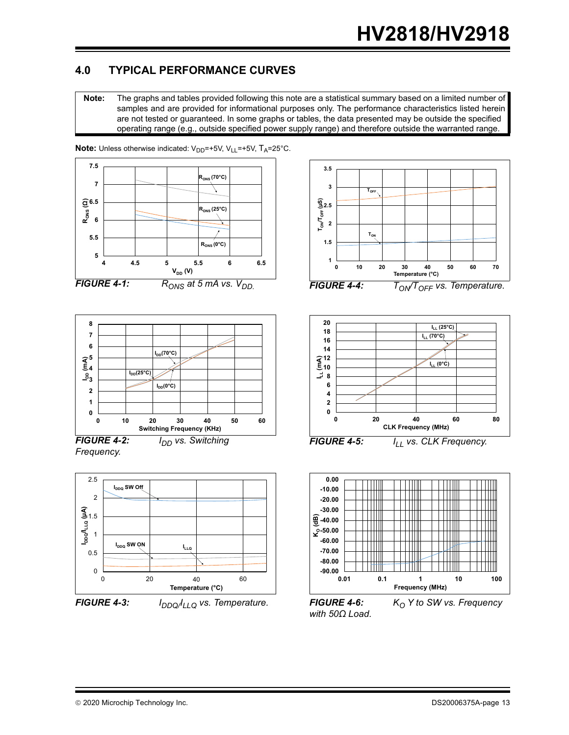## 4.0 TYPICAL PERFORMANCE CURVES

**Note:** The graphs and tables provided following this note are a statistical summary based on a limited number of samples and are provided for informational purposes only. The performance characteristics listed herein are not tested or guaranteed. In some graphs or tables, the data presented may be outside the specified operating range (e.g., outside specified power supply range) and therefore outside the warranted range.

**Note:** Unless otherwise indicated: $V_{DD}$=+5V, $V_{LL}$=+5V, $T_A$=25°C.

***FIGURE 4-1:*** *$R_{ONS}$ at 5 mA vs. $V_{DD}$.*

***FIGURE 4-2:*** *$I_{DD}$ vs. Switching Frequency.*

***FIGURE 4-3:*** *$I_{DDQ}$/$I_{LLQ}$ vs. Temperature.*

***FIGURE 4-4:*** *$T_{ON}$/$T_{OFF}$ vs. Temperature.*

***FIGURE 4-5:*** *$I_{LL}$ vs. CLK Frequency.*

***FIGURE 4-6:*** *$K_O$ Y to SW vs. Frequency with 50Ω Load.*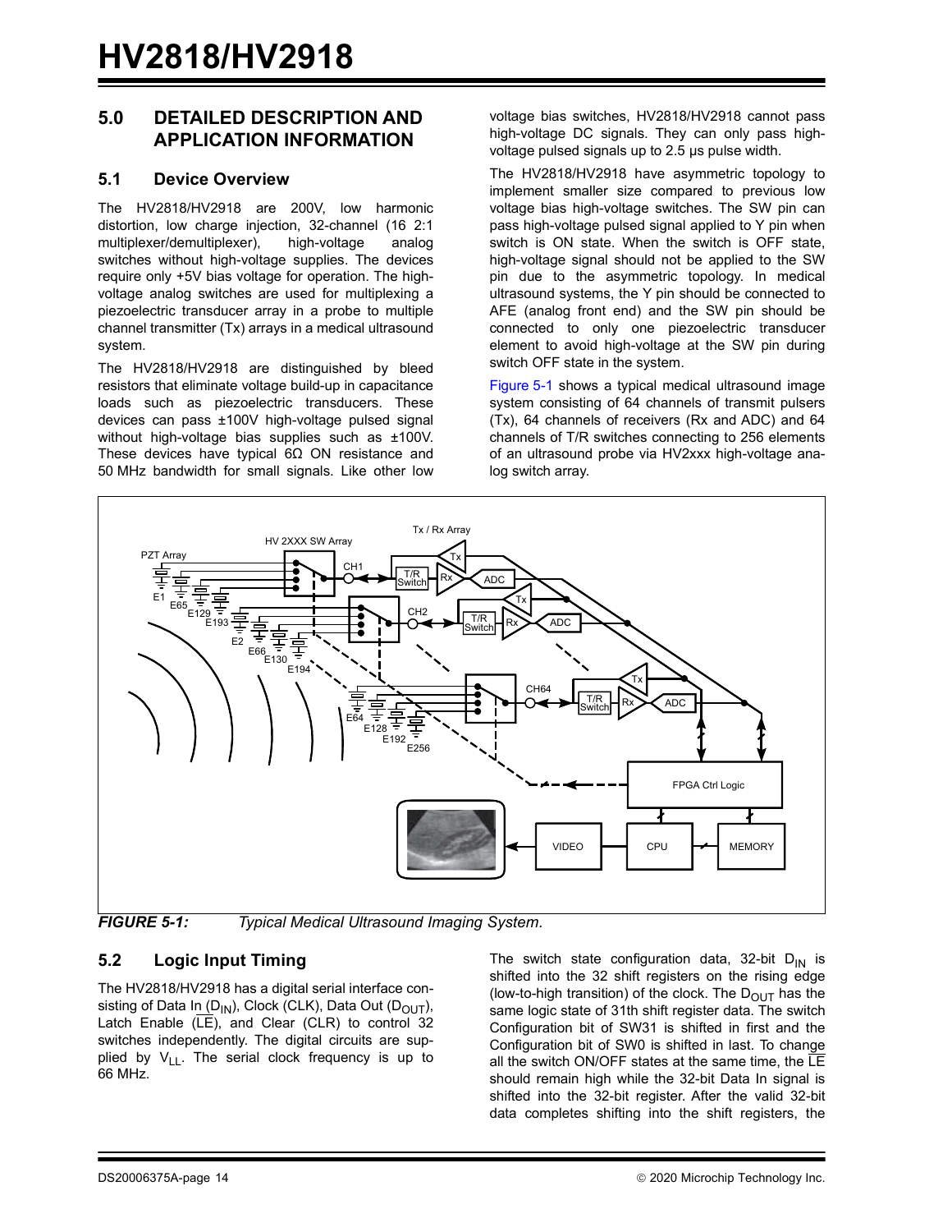## 5.0 DETAILED DESCRIPTION AND APPLICATION INFORMATION

### 5.1 Device Overview

The HV2818/HV2918 are 200V, low harmonic distortion, low charge injection, 32-channel (16 2:1 multiplexer/demultiplexer), high-voltage analog switches without high-voltage supplies. The devices require only +5V bias voltage for operation. The high-voltage analog switches are used for multiplexing a piezoelectric transducer array in a probe to multiple channel transmitter (Tx) arrays in a medical ultrasound system.

The HV2818/HV2918 are distinguished by bleed resistors that eliminate voltage build-up in capacitance loads such as piezoelectric transducers. These devices can pass ±100V high-voltage pulsed signal without high-voltage bias supplies such as ±100V. These devices have typical 6Ω ON resistance and 50 MHz bandwidth for small signals. Like other low voltage bias switches, HV2818/HV2918 cannot pass high-voltage DC signals. They can only pass high-voltage pulsed signals up to 2.5 µs pulse width.

The HV2818/HV2918 have asymmetric topology to implement smaller size compared to previous low voltage bias high-voltage switches. The SW pin can pass high-voltage pulsed signal applied to Y pin when switch is ON state. When the switch is OFF state, high-voltage signal should not be applied to the SW pin due to the asymmetric topology. In medical ultrasound systems, the Y pin should be connected to AFE (analog front end) and the SW pin should be connected to only one piezoelectric transducer element to avoid high-voltage at the SW pin during switch OFF state in the system.

Figure 5-1 shows a typical medical ultrasound image system consisting of 64 channels of transmit pulsers (Tx), 64 channels of receivers (Rx and ADC) and 64 channels of T/R switches connecting to 256 elements of an ultrasound probe via HV2xxx high-voltage analog switch array.

*FIGURE 5-1: Typical Medical Ultrasound Imaging System.*

### 5.2 Logic Input Timing

The HV2818/HV2918 has a digital serial interface consisting of Data In ($D_{IN}$), Clock (CLK), Data Out ($D_{OUT}$), Latch Enable ($\overline{LE}$), and Clear (CLR) to control 32 switches independently. The digital circuits are supplied by $V_{LL}$. The serial clock frequency is up to 66 MHz.

The switch state configuration data, 32-bit $D_{IN}$ is shifted into the 32 shift registers on the rising edge (low-to-high transition) of the clock. The $D_{OUT}$ has the same logic state of 31th shift register data. The switch Configuration bit of SW31 is shifted in first and the Configuration bit of SW0 is shifted in last. To change all the switch ON/OFF states at the same time, the $\overline{LE}$ should remain high while the 32-bit Data In signal is shifted into the 32-bit register. After the valid 32-bit data completes shifting into the shift registers, the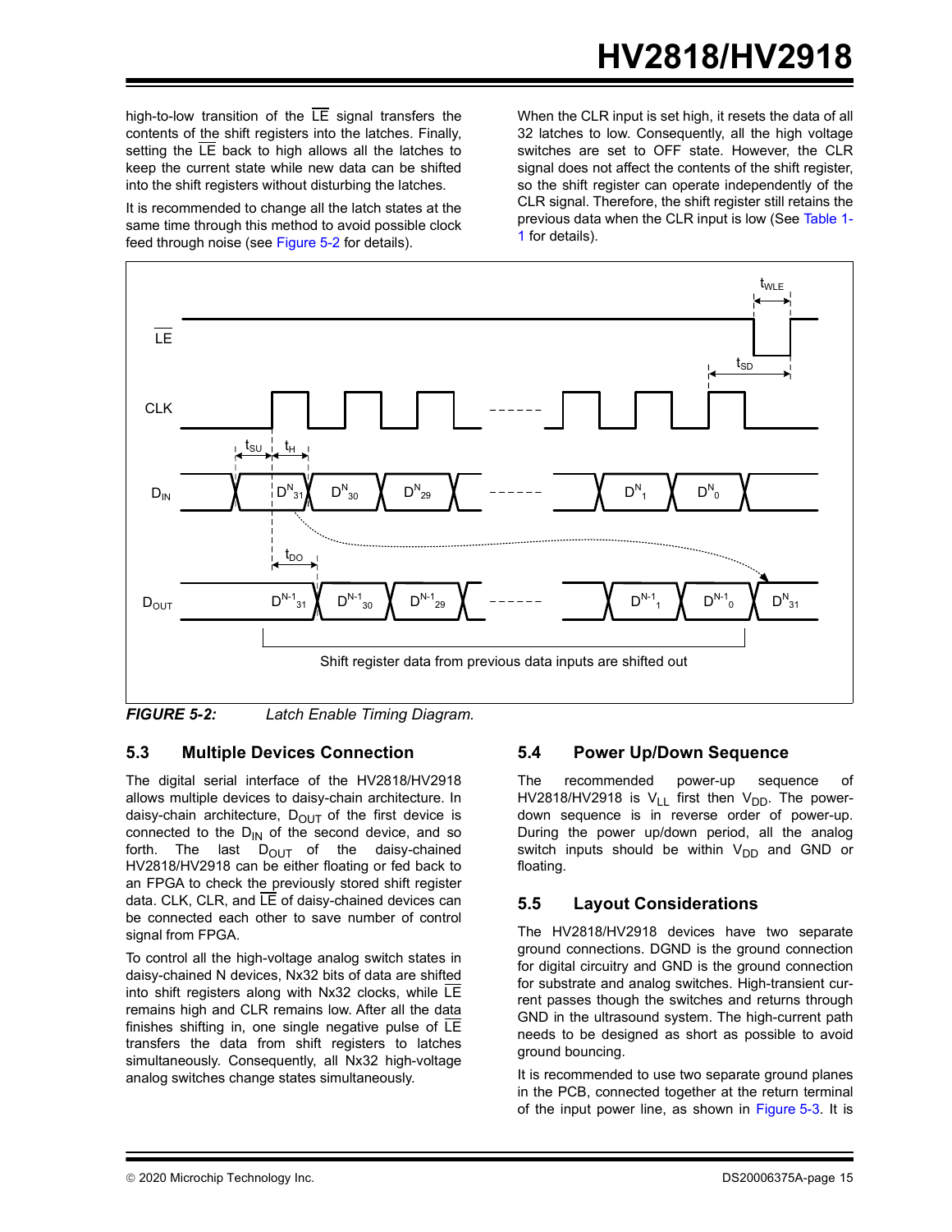high-to-low transition of the $\overline{LE}$ signal transfers the contents of the shift registers into the latches. Finally, setting the $\overline{LE}$ back to high allows all the latches to keep the current state while new data can be shifted into the shift registers without disturbing the latches.

It is recommended to change all the latch states at the same time through this method to avoid possible clock feed through noise (see Figure 5-2 for details).

When the CLR input is set high, it resets the data of all 32 latches to low. Consequently, all the high voltage switches are set to OFF state. However, the CLR signal does not affect the contents of the shift register, so the shift register can operate independently of the CLR signal. Therefore, the shift register still retains the previous data when the CLR input is low (See Table 1-1 for details).

*FIGURE 5-2: Latch Enable Timing Diagram.*

## 5.3 Multiple Devices Connection

The digital serial interface of the HV2818/HV2918 allows multiple devices to daisy-chain architecture. In daisy-chain architecture, $D_{OUT}$ of the first device is connected to the $D_{IN}$ of the second device, and so forth. The last $D_{OUT}$ of the daisy-chained HV2818/HV2918 can be either floating or fed back to an FPGA to check the previously stored shift register data. CLK, CLR, and $\overline{LE}$ of daisy-chained devices can be connected each other to save number of control signal from FPGA.

To control all the high-voltage analog switch states in daisy-chained N devices, Nx32 bits of data are shifted into shift registers along with Nx32 clocks, while $\overline{LE}$ remains high and CLR remains low. After all the data finishes shifting in, one single negative pulse of $\overline{LE}$ transfers the data from shift registers to latches simultaneously. Consequently, all Nx32 high-voltage analog switches change states simultaneously.

## 5.4 Power Up/Down Sequence

The recommended power-up sequence of HV2818/HV2918 is $V_{LL}$ first then $V_{DD}$. The power-down sequence is in reverse order of power-up. During the power up/down period, all the analog switch inputs should be within $V_{DD}$ and GND or floating.

## 5.5 Layout Considerations

The HV2818/HV2918 devices have two separate ground connections. DGND is the ground connection for digital circuitry and GND is the ground connection for substrate and analog switches. High-transient current passes though the switches and returns through GND in the ultrasound system. The high-current path needs to be designed as short as possible to avoid ground bouncing.

It is recommended to use two separate ground planes in the PCB, connected together at the return terminal of the input power line, as shown in Figure 5-3. It is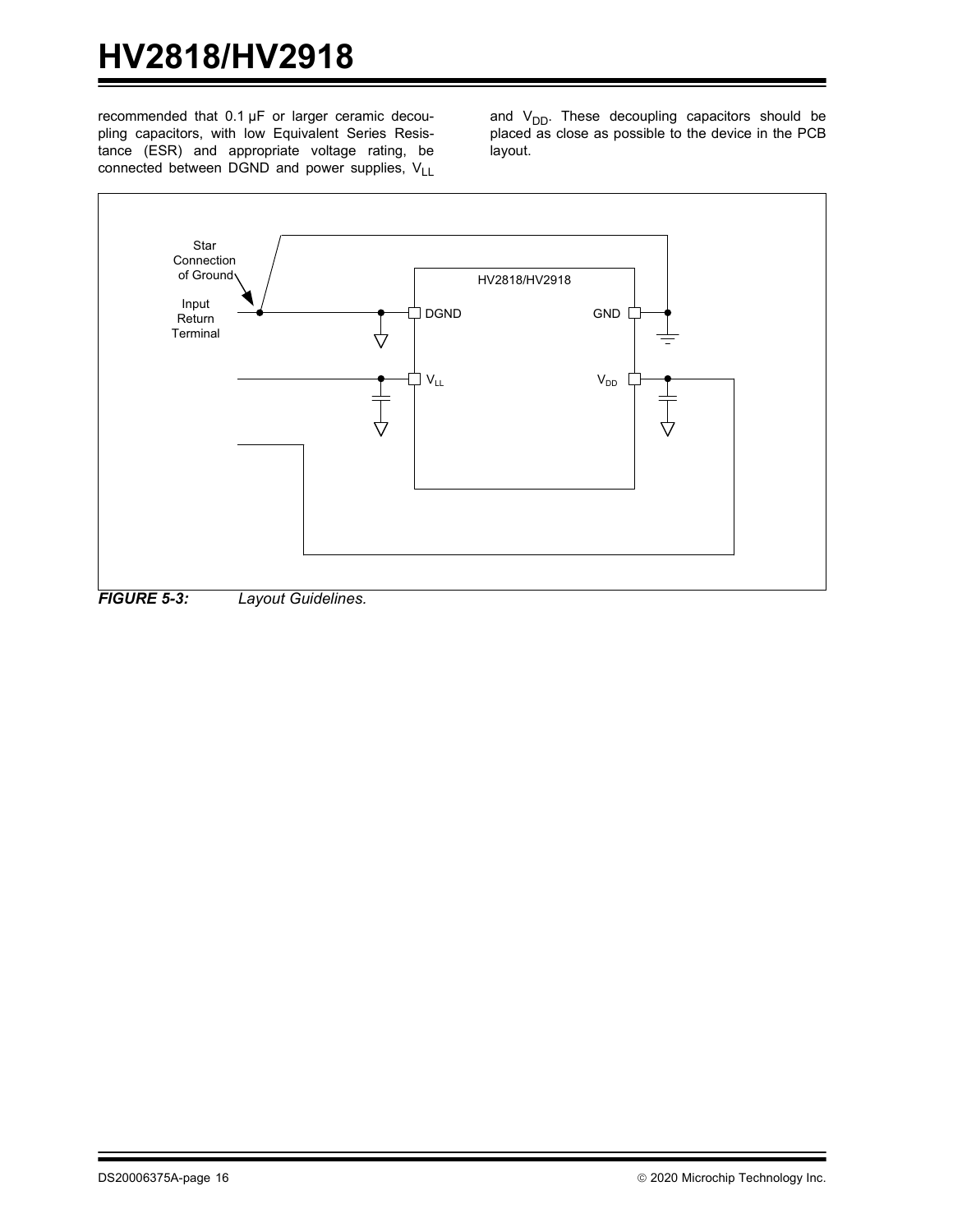recommended that 0.1 µF or larger ceramic decoupling capacitors, with low Equivalent Series Resistance (ESR) and appropriate voltage rating, be connected between DGND and power supplies, $V_{LL}$ and $V_{DD}$. These decoupling capacitors should be placed as close as possible to the device in the PCB layout.

**FIGURE 5-3:** *Layout Guidelines.*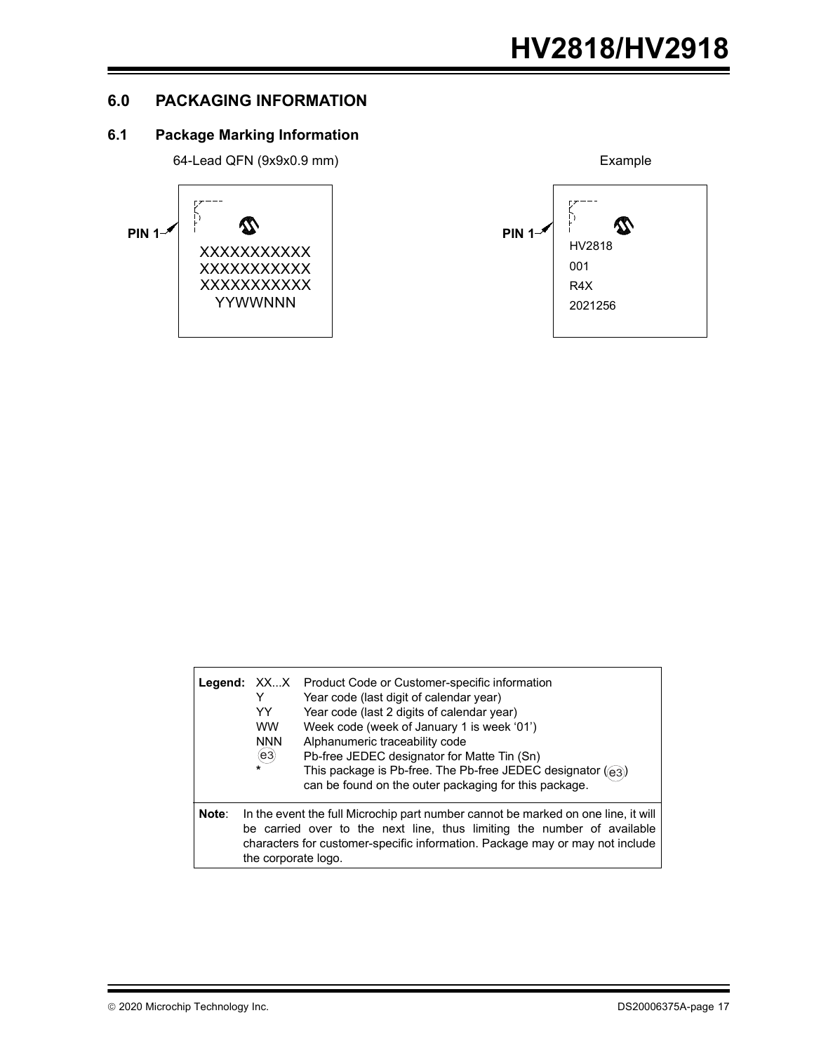## 6.0 PACKAGING INFORMATION

### 6.1 Package Marking Information

64-Lead QFN (9x9x0.9 mm)

PIN 1

XXXXXXXXXXX
XXXXXXXXXXX
XXXXXXXXXXX
YYWWNNN

Example

PIN 1

HV2818
001
R4X
2021256

| Legend: | XX...X | Product Code or Customer-specific information |
|---|---|---|
| | Y | Year code (last digit of calendar year) |
| | YY | Year code (last 2 digits of calendar year) |
| | WW | Week code (week of January 1 is week '01') |
| | NNN | Alphanumeric traceability code |
| | (e3) | Pb-free JEDEC designator for Matte Tin (Sn) |
| | * | This package is Pb-free. The Pb-free JEDEC designator ((e3)) can be found on the outer packaging for this package. |

**Note**: In the event the full Microchip part number cannot be marked on one line, it will be carried over to the next line, thus limiting the number of available characters for customer-specific information. Package may or may not include the corporate logo.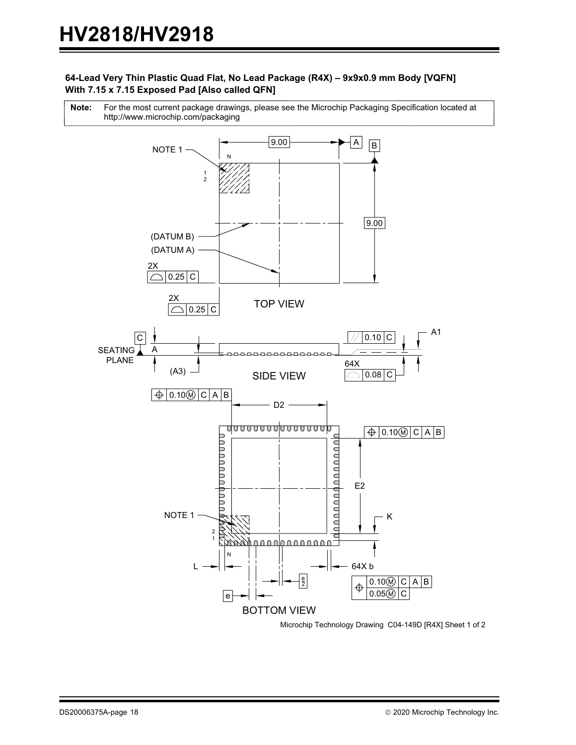**64-Lead Very Thin Plastic Quad Flat, No Lead Package (R4X) – 9x9x0.9 mm Body [VQFN] With 7.15 x 7.15 Exposed Pad [Also called QFN]**

| **Note:** | For the most current package drawings, please see the Microchip Packaging Specification located at http://www.microchip.com/packaging |
|---|---|

TOP VIEW

SIDE VIEW

BOTTOM VIEW

Microchip Technology Drawing C04-149D [R4X] Sheet 1 of 2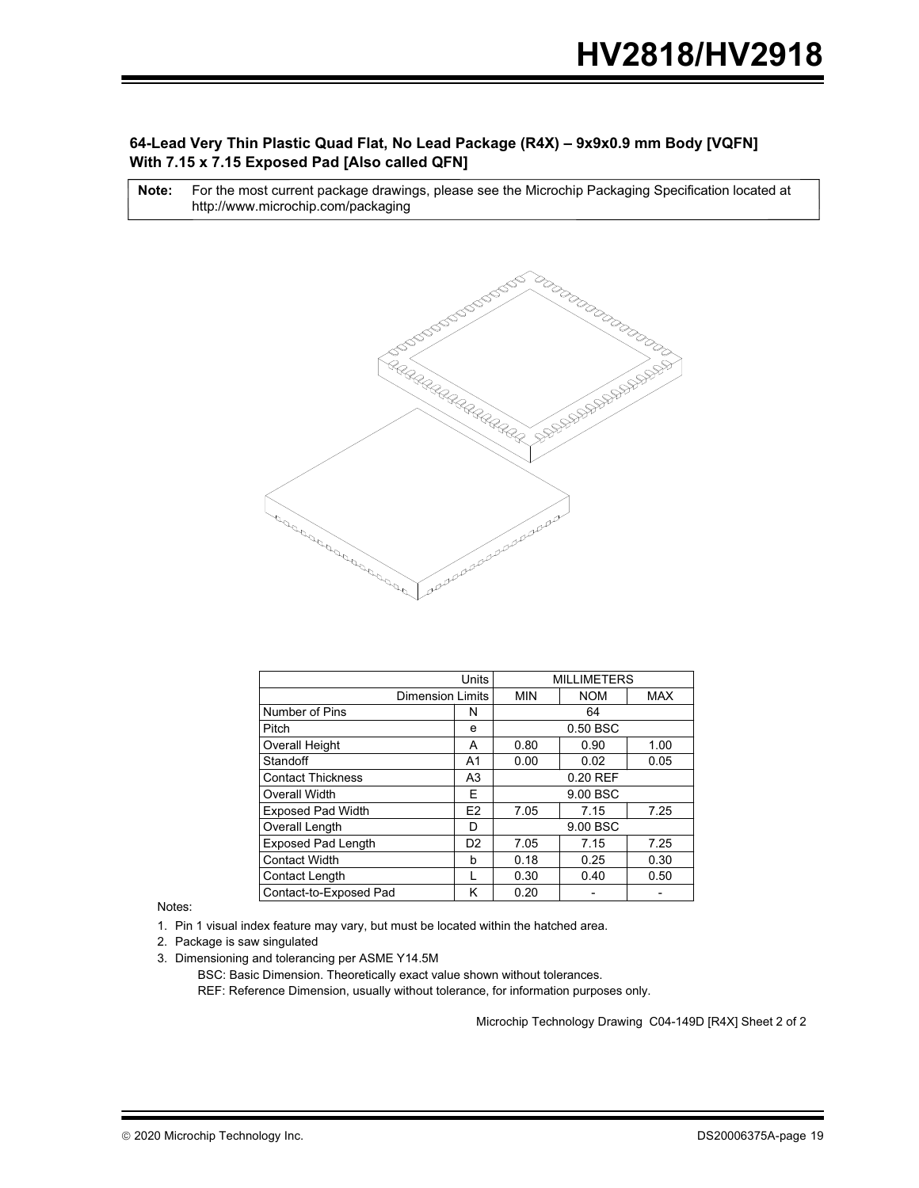### 64-Lead Very Thin Plastic Quad Flat, No Lead Package (R4X) – 9x9x0.9 mm Body [VQFN] With 7.15 x 7.15 Exposed Pad [Also called QFN]

| **Note:** | For the most current package drawings, please see the Microchip Packaging Specification located at http://www.microchip.com/packaging |
|---|---|

| Units | | MILLIMETERS | | |
|---|---|---|---|---|
| Dimension Limits | | MIN | NOM | MAX |
| Number of Pins | N | | 64 | |
| Pitch | e | | 0.50 BSC | |
| Overall Height | A | 0.80 | 0.90 | 1.00 |
| Standoff | A1 | 0.00 | 0.02 | 0.05 |
| Contact Thickness | A3 | | 0.20 REF | |
| Overall Width | E | | 9.00 BSC | |
| Exposed Pad Width | E2 | 7.05 | 7.15 | 7.25 |
| Overall Length | D | | 9.00 BSC | |
| Exposed Pad Length | D2 | 7.05 | 7.15 | 7.25 |
| Contact Width | b | 0.18 | 0.25 | 0.30 |
| Contact Length | L | 0.30 | 0.40 | 0.50 |
| Contact-to-Exposed Pad | K | 0.20 | - | - |

Notes:

1. Pin 1 visual index feature may vary, but must be located within the hatched area.
2. Package is saw singulated
3. Dimensioning and tolerancing per ASME Y14.5M

   BSC: Basic Dimension. Theoretically exact value shown without tolerances.

   REF: Reference Dimension, usually without tolerance, for information purposes only.

Microchip Technology Drawing C04-149D [R4X] Sheet 2 of 2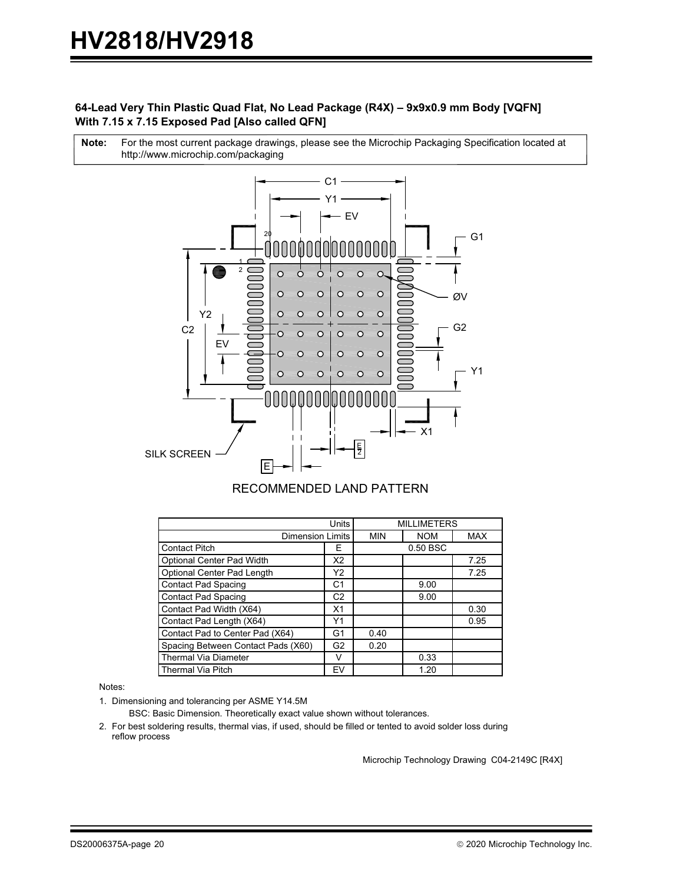**64-Lead Very Thin Plastic Quad Flat, No Lead Package (R4X) – 9x9x0.9 mm Body [VQFN] With 7.15 x 7.15 Exposed Pad [Also called QFN]**

| **Note:** | For the most current package drawings, please see the Microchip Packaging Specification located at http://www.microchip.com/packaging |
|---|---|

RECOMMENDED LAND PATTERN

| Units | | MILLIMETERS | | |
|---|---|---|---|---|
| Dimension Limits | | MIN | NOM | MAX |
| Contact Pitch | E | | 0.50 BSC | |
| Optional Center Pad Width | X2 | | | 7.25 |
| Optional Center Pad Length | Y2 | | | 7.25 |
| Contact Pad Spacing | C1 | | 9.00 | |
| Contact Pad Spacing | C2 | | 9.00 | |
| Contact Pad Width (X64) | X1 | | | 0.30 |
| Contact Pad Length (X64) | Y1 | | | 0.95 |
| Contact Pad to Center Pad (X64) | G1 | 0.40 | | |
| Spacing Between Contact Pads (X60) | G2 | 0.20 | | |
| Thermal Via Diameter | V | | 0.33 | |
| Thermal Via Pitch | EV | | 1.20 | |

Notes:

1. Dimensioning and tolerancing per ASME Y14.5M
   BSC: Basic Dimension. Theoretically exact value shown without tolerances.
2. For best soldering results, thermal vias, if used, should be filled or tented to avoid solder loss during reflow process

Microchip Technology Drawing C04-2149C [R4X]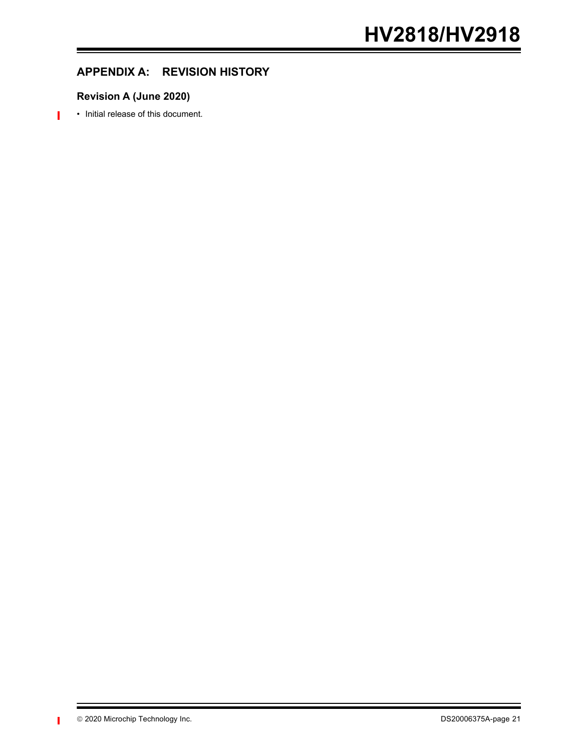## APPENDIX A: REVISION HISTORY

### Revision A (June 2020)

- Initial release of this document.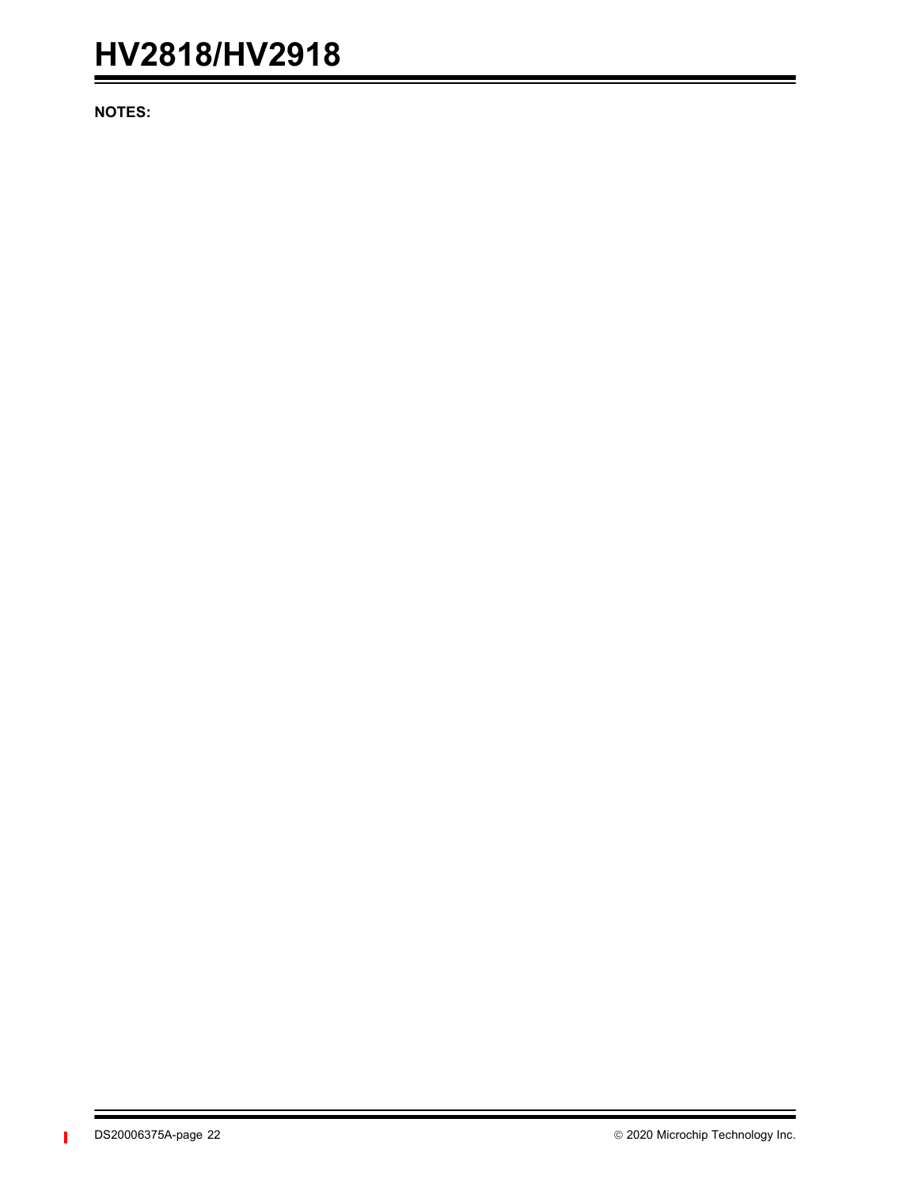**NOTES:**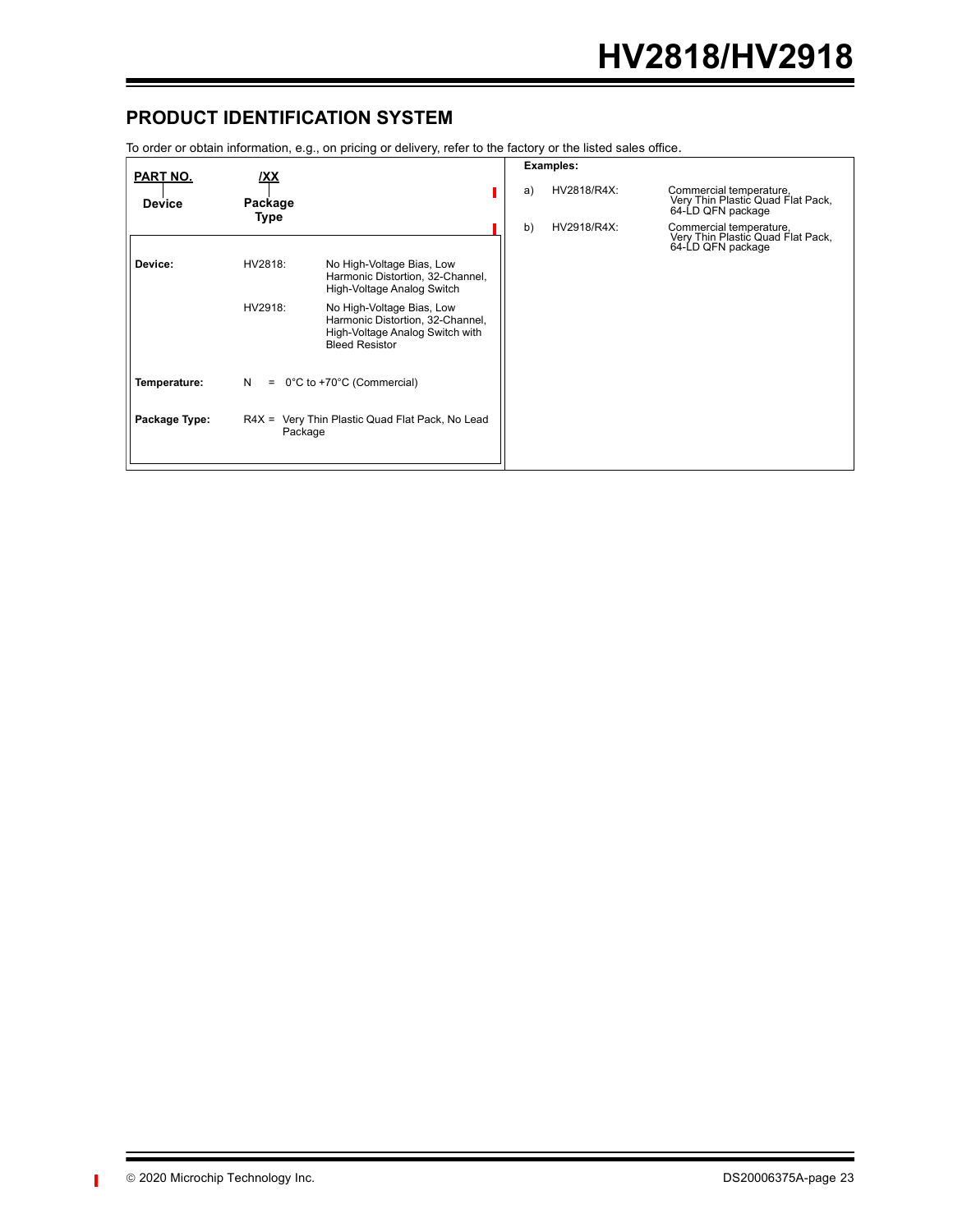## PRODUCT IDENTIFICATION SYSTEM

To order or obtain information, e.g., on pricing or delivery, refer to the factory or the listed sales office.

| PART NO. | /XX |
|---|---|
| Device | Package Type |

| | | |
|---|---|---|
| **Device:** | HV2818: | No High-Voltage Bias, Low Harmonic Distortion, 32-Channel, High-Voltage Analog Switch |
| | HV2918: | No High-Voltage Bias, Low Harmonic Distortion, 32-Channel, High-Voltage Analog Switch with Bleed Resistor |
| **Temperature:** | N = | 0°C to +70°C (Commercial) |
| **Package Type:** | R4X = | Very Thin Plastic Quad Flat Pack, No Lead Package |

**Examples:**

| | | |
|---|---|---|
| a) | HV2818/R4X: | Commercial temperature, Very Thin Plastic Quad Flat Pack, 64-LD QFN package |
| b) | HV2918/R4X: | Commercial temperature, Very Thin Plastic Quad Flat Pack, 64-LD QFN package |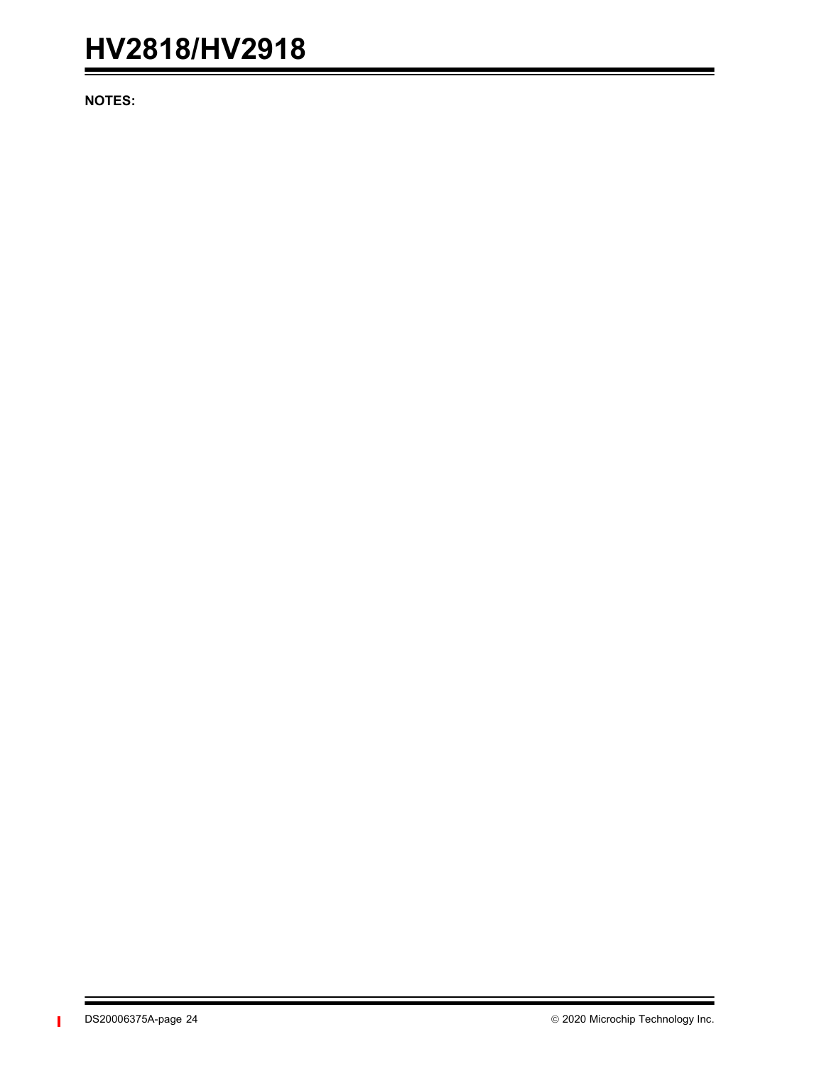**NOTES:**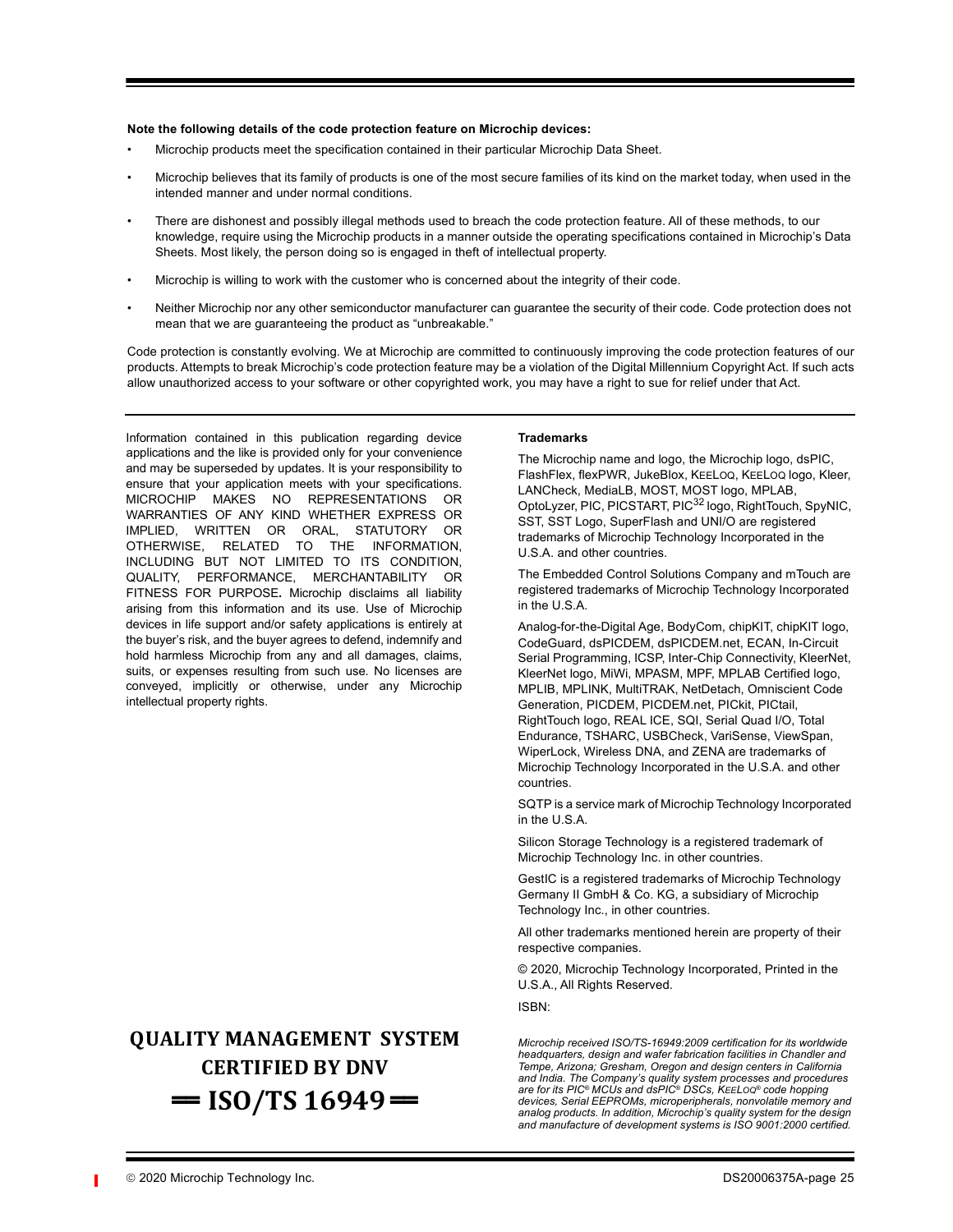**Note the following details of the code protection feature on Microchip devices:**

- Microchip products meet the specification contained in their particular Microchip Data Sheet.
- Microchip believes that its family of products is one of the most secure families of its kind on the market today, when used in the intended manner and under normal conditions.
- There are dishonest and possibly illegal methods used to breach the code protection feature. All of these methods, to our knowledge, require using the Microchip products in a manner outside the operating specifications contained in Microchip's Data Sheets. Most likely, the person doing so is engaged in theft of intellectual property.
- Microchip is willing to work with the customer who is concerned about the integrity of their code.
- Neither Microchip nor any other semiconductor manufacturer can guarantee the security of their code. Code protection does not mean that we are guaranteeing the product as "unbreakable."

Code protection is constantly evolving. We at Microchip are committed to continuously improving the code protection features of our products. Attempts to break Microchip's code protection feature may be a violation of the Digital Millennium Copyright Act. If such acts allow unauthorized access to your software or other copyrighted work, you may have a right to sue for relief under that Act.

Information contained in this publication regarding device applications and the like is provided only for your convenience and may be superseded by updates. It is your responsibility to ensure that your application meets with your specifications. MICROCHIP MAKES NO REPRESENTATIONS OR WARRANTIES OF ANY KIND WHETHER EXPRESS OR IMPLIED, WRITTEN OR ORAL, STATUTORY OR OTHERWISE, RELATED TO THE INFORMATION, INCLUDING BUT NOT LIMITED TO ITS CONDITION, QUALITY, PERFORMANCE, MERCHANTABILITY OR FITNESS FOR PURPOSE**.** Microchip disclaims all liability arising from this information and its use. Use of Microchip devices in life support and/or safety applications is entirely at the buyer's risk, and the buyer agrees to defend, indemnify and hold harmless Microchip from any and all damages, claims, suits, or expenses resulting from such use. No licenses are conveyed, implicitly or otherwise, under any Microchip intellectual property rights.

**Trademarks**

The Microchip name and logo, the Microchip logo, dsPIC, FlashFlex, flexPWR, JukeBlox, KEELOQ, KEELOQ logo, Kleer, LANCheck, MediaLB, MOST, MOST logo, MPLAB, OptoLyzer, PIC, PICSTART, PIC[32] logo, RightTouch, SpyNIC, SST, SST Logo, SuperFlash and UNI/O are registered trademarks of Microchip Technology Incorporated in the U.S.A. and other countries.

The Embedded Control Solutions Company and mTouch are registered trademarks of Microchip Technology Incorporated in the U.S.A.

Analog-for-the-Digital Age, BodyCom, chipKIT, chipKIT logo, CodeGuard, dsPICDEM, dsPICDEM.net, ECAN, In-Circuit Serial Programming, ICSP, Inter-Chip Connectivity, KleerNet, KleerNet logo, MiWi, MPASM, MPF, MPLAB Certified logo, MPLIB, MPLINK, MultiTRAK, NetDetach, Omniscient Code Generation, PICDEM, PICDEM.net, PICkit, PICtail, RightTouch logo, REAL ICE, SQI, Serial Quad I/O, Total Endurance, TSHARC, USBCheck, VariSense, ViewSpan, WiperLock, Wireless DNA, and ZENA are trademarks of Microchip Technology Incorporated in the U.S.A. and other countries.

SQTP is a service mark of Microchip Technology Incorporated in the U.S.A.

Silicon Storage Technology is a registered trademark of Microchip Technology Inc. in other countries.

GestIC is a registered trademarks of Microchip Technology Germany II GmbH & Co. KG, a subsidiary of Microchip Technology Inc., in other countries.

All other trademarks mentioned herein are property of their respective companies.

© 2020, Microchip Technology Incorporated, Printed in the U.S.A., All Rights Reserved.

ISBN:

**QUALITY MANAGEMENT SYSTEM CERTIFIED BY DNV**

**== ISO/TS 16949 ==**

*Microchip received ISO/TS-16949:2009 certification for its worldwide headquarters, design and wafer fabrication facilities in Chandler and Tempe, Arizona; Gresham, Oregon and design centers in California and India. The Company's quality system processes and procedures are for its PIC® MCUs and dsPIC® DSCs, KEELOQ® code hopping devices, Serial EEPROMs, microperipherals, nonvolatile memory and analog products. In addition, Microchip's quality system for the design and manufacture of development systems is ISO 9001:2000 certified.*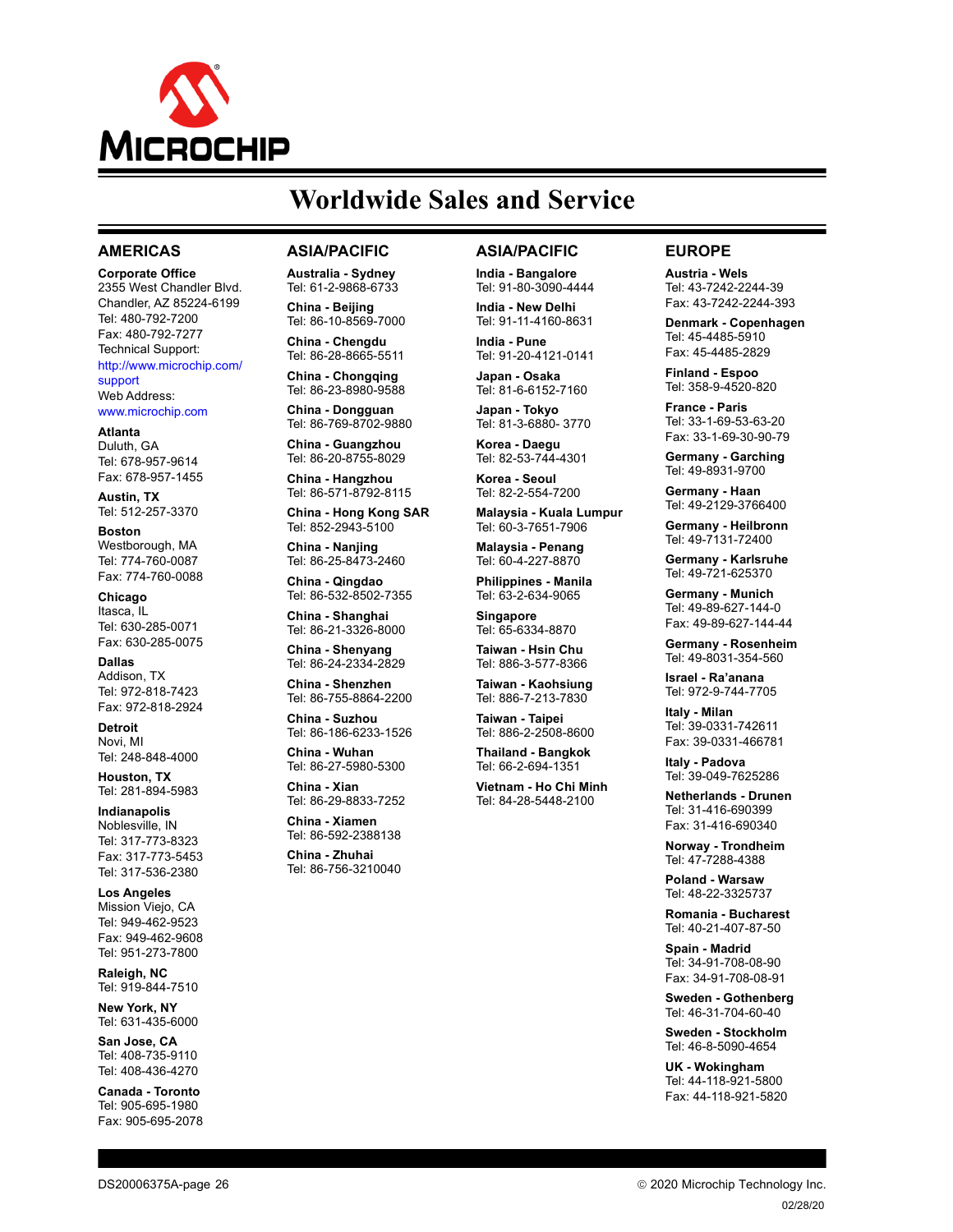# Worldwide Sales and Service

## AMERICAS

**Corporate Office**
2355 West Chandler Blvd.
Chandler, AZ 85224-6199
Tel: 480-792-7200
Fax: 480-792-7277
Technical Support:
http://www.microchip.com/support
Web Address:
www.microchip.com

**Atlanta**
Duluth, GA
Tel: 678-957-9614
Fax: 678-957-1455

**Austin, TX**
Tel: 512-257-3370

**Boston**
Westborough, MA
Tel: 774-760-0087
Fax: 774-760-0088

**Chicago**
Itasca, IL
Tel: 630-285-0071
Fax: 630-285-0075

**Dallas**
Addison, TX
Tel: 972-818-7423
Fax: 972-818-2924

**Detroit**
Novi, MI
Tel: 248-848-4000

**Houston, TX**
Tel: 281-894-5983

**Indianapolis**
Noblesville, IN
Tel: 317-773-8323
Fax: 317-773-5453
Tel: 317-536-2380

**Los Angeles**
Mission Viejo, CA
Tel: 949-462-9523
Fax: 949-462-9608
Tel: 951-273-7800

**Raleigh, NC**
Tel: 919-844-7510

**New York, NY**
Tel: 631-435-6000

**San Jose, CA**
Tel: 408-735-9110
Tel: 408-436-4270

**Canada - Toronto**
Tel: 905-695-1980
Fax: 905-695-2078

## ASIA/PACIFIC

**Australia - Sydney**
Tel: 61-2-9868-6733

**China - Beijing**
Tel: 86-10-8569-7000

**China - Chengdu**
Tel: 86-28-8665-5511

**China - Chongqing**
Tel: 86-23-8980-9588

**China - Dongguan**
Tel: 86-769-8702-9880

**China - Guangzhou**
Tel: 86-20-8755-8029

**China - Hangzhou**
Tel: 86-571-8792-8115

**China - Hong Kong SAR**
Tel: 852-2943-5100

**China - Nanjing**
Tel: 86-25-8473-2460

**China - Qingdao**
Tel: 86-532-8502-7355

**China - Shanghai**
Tel: 86-21-3326-8000

**China - Shenyang**
Tel: 86-24-2334-2829

**China - Shenzhen**
Tel: 86-755-8864-2200

**China - Suzhou**
Tel: 86-186-6233-1526

**China - Wuhan**
Tel: 86-27-5980-5300

**China - Xian**
Tel: 86-29-8833-7252

**China - Xiamen**
Tel: 86-592-2388138

**China - Zhuhai**
Tel: 86-756-3210040

## ASIA/PACIFIC

**India - Bangalore**
Tel: 91-80-3090-4444

**India - New Delhi**
Tel: 91-11-4160-8631

**India - Pune**
Tel: 91-20-4121-0141

**Japan - Osaka**
Tel: 81-6-6152-7160

**Japan - Tokyo**
Tel: 81-3-6880- 3770

**Korea - Daegu**
Tel: 82-53-744-4301

**Korea - Seoul**
Tel: 82-2-554-7200

**Malaysia - Kuala Lumpur**
Tel: 60-3-7651-7906

**Malaysia - Penang**
Tel: 60-4-227-8870

**Philippines - Manila**
Tel: 63-2-634-9065

**Singapore**
Tel: 65-6334-8870

**Taiwan - Hsin Chu**
Tel: 886-3-577-8366

**Taiwan - Kaohsiung**
Tel: 886-7-213-7830

**Taiwan - Taipei**
Tel: 886-2-2508-8600

**Thailand - Bangkok**
Tel: 66-2-694-1351

**Vietnam - Ho Chi Minh**
Tel: 84-28-5448-2100

## EUROPE

**Austria - Wels**
Tel: 43-7242-2244-39
Fax: 43-7242-2244-393

**Denmark - Copenhagen**
Tel: 45-4485-5910
Fax: 45-4485-2829

**Finland - Espoo**
Tel: 358-9-4520-820

**France - Paris**
Tel: 33-1-69-53-63-20
Fax: 33-1-69-30-90-79

**Germany - Garching**
Tel: 49-8931-9700

**Germany - Haan**
Tel: 49-2129-3766400

**Germany - Heilbronn**
Tel: 49-7131-72400

**Germany - Karlsruhe**
Tel: 49-721-625370

**Germany - Munich**
Tel: 49-89-627-144-0
Fax: 49-89-627-144-44

**Germany - Rosenheim**
Tel: 49-8031-354-560

**Israel - Ra'anana**
Tel: 972-9-744-7705

**Italy - Milan**
Tel: 39-0331-742611
Fax: 39-0331-466781

**Italy - Padova**
Tel: 39-049-7625286

**Netherlands - Drunen**
Tel: 31-416-690399
Fax: 31-416-690340

**Norway - Trondheim**
Tel: 47-7288-4388

**Poland - Warsaw**
Tel: 48-22-3325737

**Romania - Bucharest**
Tel: 40-21-407-87-50

**Spain - Madrid**
Tel: 34-91-708-08-90
Fax: 34-91-708-08-91

**Sweden - Gothenberg**
Tel: 46-31-704-60-40

**Sweden - Stockholm**
Tel: 46-8-5090-4654

**UK - Wokingham**
Tel: 44-118-921-5800
Fax: 44-118-921-5820

02/28/20